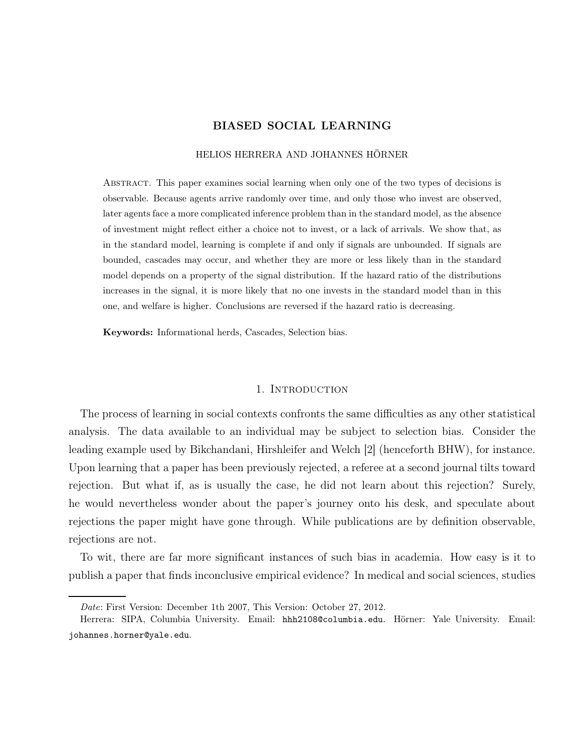# BIASED SOCIAL LEARNING

HELIOS HERRERA AND JOHANNES HÖRNER

Abstract. This paper examines social learning when only one of the two types of decisions is observable. Because agents arrive randomly over time, and only those who invest are observed, later agents face a more complicated inference problem than in the standard model, as the absence of investment might reflect either a choice not to invest, or a lack of arrivals. We show that, as in the standard model, learning is complete if and only if signals are unbounded. If signals are bounded, cascades may occur, and whether they are more or less likely than in the standard model depends on a property of the signal distribution. If the hazard ratio of the distributions increases in the signal, it is more likely that no one invests in the standard model than in this one, and welfare is higher. Conclusions are reversed if the hazard ratio is decreasing.

**Keywords:** Informational herds, Cascades, Selection bias.

## 1. Introduction

The process of learning in social contexts confronts the same difficulties as any other statistical analysis. The data available to an individual may be subject to selection bias. Consider the leading example used by Bikchandani, Hirshleifer and Welch [2] (henceforth BHW), for instance. Upon learning that a paper has been previously rejected, a referee at a second journal tilts toward rejection. But what if, as is usually the case, he did not learn about this rejection? Surely, he would nevertheless wonder about the paper's journey onto his desk, and speculate about rejections the paper might have gone through. While publications are by definition observable, rejections are not.

To wit, there are far more significant instances of such bias in academia. How easy is it to publish a paper that finds inconclusive empirical evidence? In medical and social sciences, studies

*Date*: First Version: December 1th 2007, This Version: October 27, 2012.

Herrera: SIPA, Columbia University. Email: hhh2108@columbia.edu. Hörner: Yale University. Email: johannes.horner@yale.edu.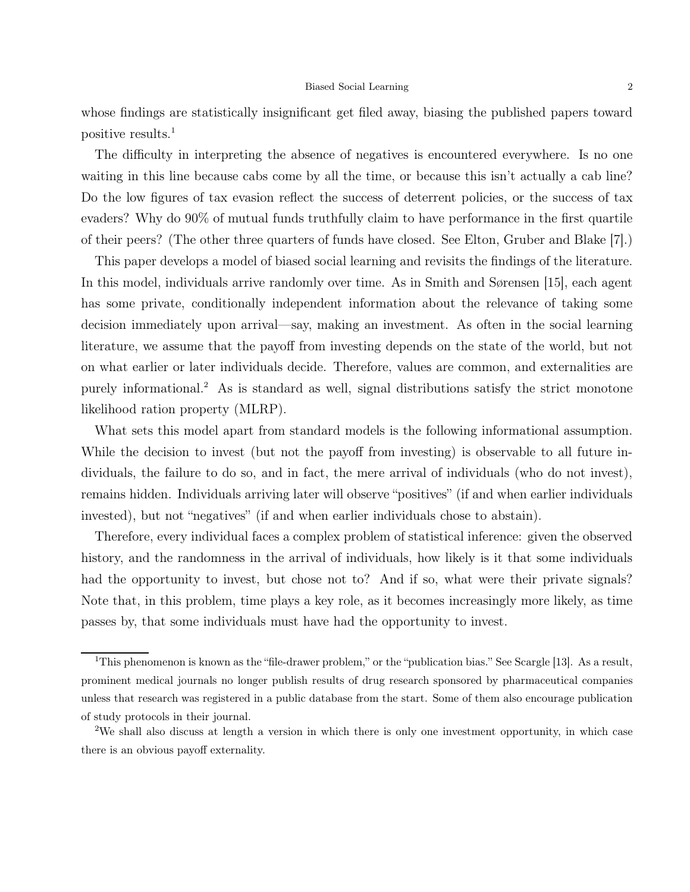whose findings are statistically insignificant get filed away, biasing the published papers toward positive results.[1]

The difficulty in interpreting the absence of negatives is encountered everywhere. Is no one waiting in this line because cabs come by all the time, or because this isn't actually a cab line? Do the low figures of tax evasion reflect the success of deterrent policies, or the success of tax evaders? Why do 90% of mutual funds truthfully claim to have performance in the first quartile of their peers? (The other three quarters of funds have closed. See Elton, Gruber and Blake [7].)

This paper develops a model of biased social learning and revisits the findings of the literature. In this model, individuals arrive randomly over time. As in Smith and Sørensen [15], each agent has some private, conditionally independent information about the relevance of taking some decision immediately upon arrival—say, making an investment. As often in the social learning literature, we assume that the payoff from investing depends on the state of the world, but not on what earlier or later individuals decide. Therefore, values are common, and externalities are purely informational.[2] As is standard as well, signal distributions satisfy the strict monotone likelihood ration property (MLRP).

What sets this model apart from standard models is the following informational assumption. While the decision to invest (but not the payoff from investing) is observable to all future individuals, the failure to do so, and in fact, the mere arrival of individuals (who do not invest), remains hidden. Individuals arriving later will observe "positives" (if and when earlier individuals invested), but not "negatives" (if and when earlier individuals chose to abstain).

Therefore, every individual faces a complex problem of statistical inference: given the observed history, and the randomness in the arrival of individuals, how likely is it that some individuals had the opportunity to invest, but chose not to? And if so, what were their private signals? Note that, in this problem, time plays a key role, as it becomes increasingly more likely, as time passes by, that some individuals must have had the opportunity to invest.

[1] This phenomenon is known as the "file-drawer problem," or the "publication bias." See Scargle [13]. As a result, prominent medical journals no longer publish results of drug research sponsored by pharmaceutical companies unless that research was registered in a public database from the start. Some of them also encourage publication of study protocols in their journal.

[2] We shall also discuss at length a version in which there is only one investment opportunity, in which case there is an obvious payoff externality.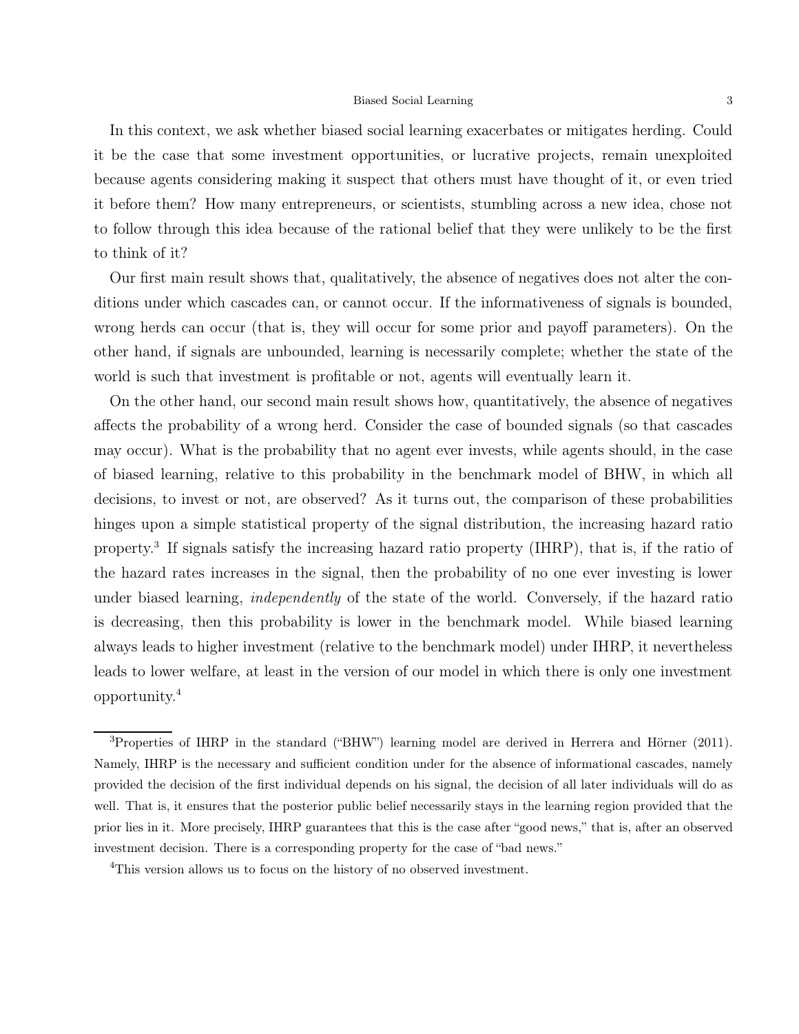In this context, we ask whether biased social learning exacerbates or mitigates herding. Could it be the case that some investment opportunities, or lucrative projects, remain unexploited because agents considering making it suspect that others must have thought of it, or even tried it before them? How many entrepreneurs, or scientists, stumbling across a new idea, chose not to follow through this idea because of the rational belief that they were unlikely to be the first to think of it?

Our first main result shows that, qualitatively, the absence of negatives does not alter the conditions under which cascades can, or cannot occur. If the informativeness of signals is bounded, wrong herds can occur (that is, they will occur for some prior and payoff parameters). On the other hand, if signals are unbounded, learning is necessarily complete; whether the state of the world is such that investment is profitable or not, agents will eventually learn it.

On the other hand, our second main result shows how, quantitatively, the absence of negatives affects the probability of a wrong herd. Consider the case of bounded signals (so that cascades may occur). What is the probability that no agent ever invests, while agents should, in the case of biased learning, relative to this probability in the benchmark model of BHW, in which all decisions, to invest or not, are observed? As it turns out, the comparison of these probabilities hinges upon a simple statistical property of the signal distribution, the increasing hazard ratio property.[3] If signals satisfy the increasing hazard ratio property (IHRP), that is, if the ratio of the hazard rates increases in the signal, then the probability of no one ever investing is lower under biased learning, *independently* of the state of the world. Conversely, if the hazard ratio is decreasing, then this probability is lower in the benchmark model. While biased learning always leads to higher investment (relative to the benchmark model) under IHRP, it nevertheless leads to lower welfare, at least in the version of our model in which there is only one investment opportunity.[4]

[3]Properties of IHRP in the standard ("BHW") learning model are derived in Herrera and Hörner (2011). Namely, IHRP is the necessary and sufficient condition under for the absence of informational cascades, namely provided the decision of the first individual depends on his signal, the decision of all later individuals will do as well. That is, it ensures that the posterior public belief necessarily stays in the learning region provided that the prior lies in it. More precisely, IHRP guarantees that this is the case after "good news," that is, after an observed investment decision. There is a corresponding property for the case of "bad news."

[4]This version allows us to focus on the history of no observed investment.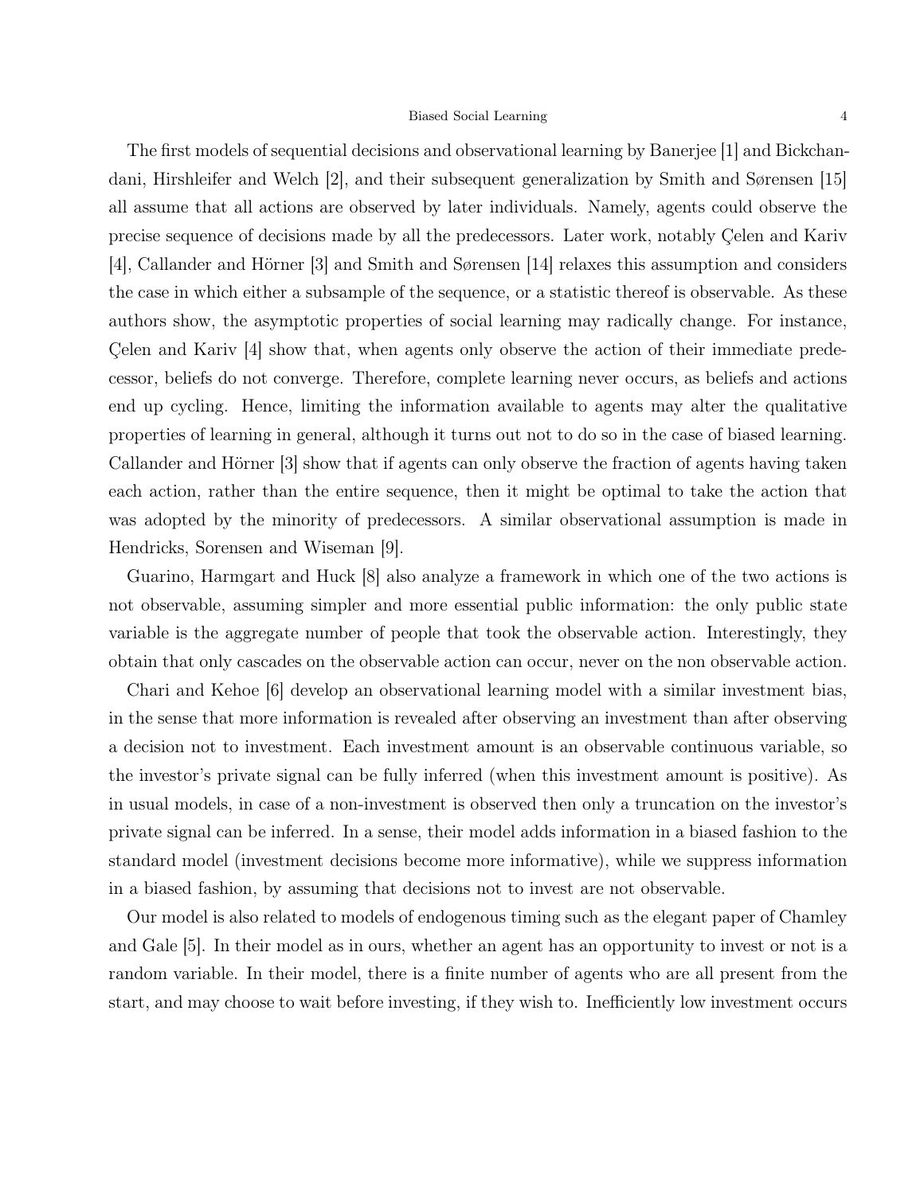The first models of sequential decisions and observational learning by Banerjee [1] and Bickchandani, Hirshleifer and Welch [2], and their subsequent generalization by Smith and Sørensen [15] all assume that all actions are observed by later individuals. Namely, agents could observe the precise sequence of decisions made by all the predecessors. Later work, notably Çelen and Kariv [4], Callander and Hörner [3] and Smith and Sørensen [14] relaxes this assumption and considers the case in which either a subsample of the sequence, or a statistic thereof is observable. As these authors show, the asymptotic properties of social learning may radically change. For instance, Çelen and Kariv [4] show that, when agents only observe the action of their immediate predecessor, beliefs do not converge. Therefore, complete learning never occurs, as beliefs and actions end up cycling. Hence, limiting the information available to agents may alter the qualitative properties of learning in general, although it turns out not to do so in the case of biased learning. Callander and Hörner [3] show that if agents can only observe the fraction of agents having taken each action, rather than the entire sequence, then it might be optimal to take the action that was adopted by the minority of predecessors. A similar observational assumption is made in Hendricks, Sorensen and Wiseman [9].

Guarino, Harmgart and Huck [8] also analyze a framework in which one of the two actions is not observable, assuming simpler and more essential public information: the only public state variable is the aggregate number of people that took the observable action. Interestingly, they obtain that only cascades on the observable action can occur, never on the non observable action.

Chari and Kehoe [6] develop an observational learning model with a similar investment bias, in the sense that more information is revealed after observing an investment than after observing a decision not to investment. Each investment amount is an observable continuous variable, so the investor's private signal can be fully inferred (when this investment amount is positive). As in usual models, in case of a non-investment is observed then only a truncation on the investor's private signal can be inferred. In a sense, their model adds information in a biased fashion to the standard model (investment decisions become more informative), while we suppress information in a biased fashion, by assuming that decisions not to invest are not observable.

Our model is also related to models of endogenous timing such as the elegant paper of Chamley and Gale [5]. In their model as in ours, whether an agent has an opportunity to invest or not is a random variable. In their model, there is a finite number of agents who are all present from the start, and may choose to wait before investing, if they wish to. Inefficiently low investment occurs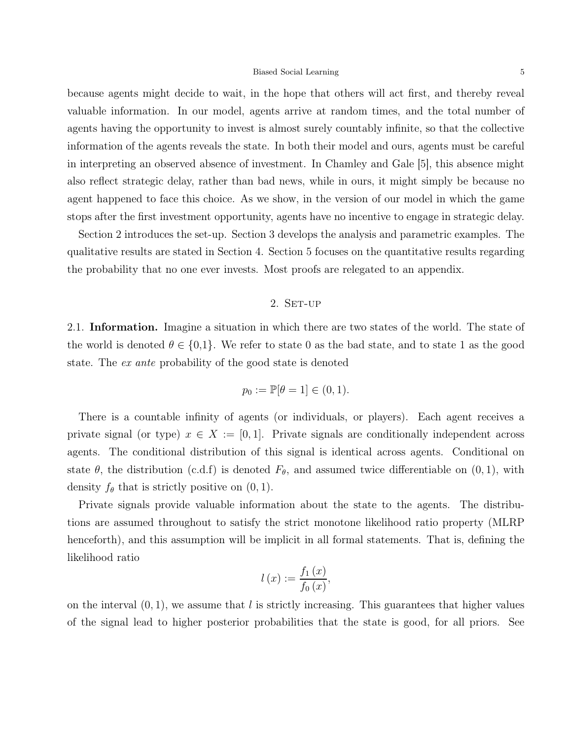because agents might decide to wait, in the hope that others will act first, and thereby reveal valuable information. In our model, agents arrive at random times, and the total number of agents having the opportunity to invest is almost surely countably infinite, so that the collective information of the agents reveals the state. In both their model and ours, agents must be careful in interpreting an observed absence of investment. In Chamley and Gale [5], this absence might also reflect strategic delay, rather than bad news, while in ours, it might simply be because no agent happened to face this choice. As we show, in the version of our model in which the game stops after the first investment opportunity, agents have no incentive to engage in strategic delay.

Section 2 introduces the set-up. Section 3 develops the analysis and parametric examples. The qualitative results are stated in Section 4. Section 5 focuses on the quantitative results regarding the probability that no one ever invests. Most proofs are relegated to an appendix.

## 2. Set-up

2.1. **Information.** Imagine a situation in which there are two states of the world. The state of the world is denoted $\theta \in \{0,1\}$. We refer to state 0 as the bad state, and to state 1 as the good state. The *ex ante* probability of the good state is denoted

$$p_0 := \mathbb{P}[\theta = 1] \in (0,1).$$

There is a countable infinity of agents (or individuals, or players). Each agent receives a private signal (or type) $x \in X := [0,1]$. Private signals are conditionally independent across agents. The conditional distribution of this signal is identical across agents. Conditional on state $\theta$, the distribution (c.d.f) is denoted $F_\theta$, and assumed twice differentiable on $(0,1)$, with density $f_\theta$ that is strictly positive on $(0,1)$.

Private signals provide valuable information about the state to the agents. The distributions are assumed throughout to satisfy the strict monotone likelihood ratio property (MLRP henceforth), and this assumption will be implicit in all formal statements. That is, defining the likelihood ratio

$$l(x) := \frac{f_1(x)}{f_0(x)},$$

on the interval $(0,1)$, we assume that $l$ is strictly increasing. This guarantees that higher values of the signal lead to higher posterior probabilities that the state is good, for all priors. See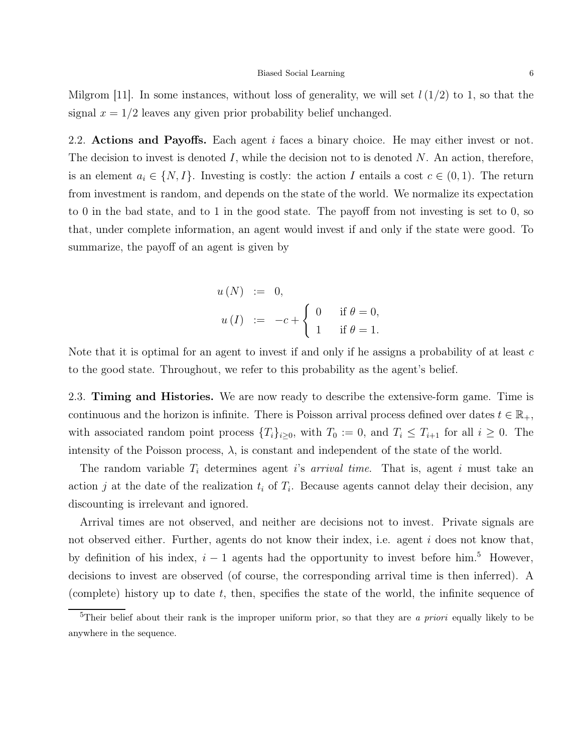Milgrom [11]. In some instances, without loss of generality, we will set $l(1/2)$ to 1, so that the signal $x = 1/2$ leaves any given prior probability belief unchanged.

**2.2. Actions and Payoffs.** Each agent $i$ faces a binary choice. He may either invest or not. The decision to invest is denoted $I$, while the decision not to is denoted $N$. An action, therefore, is an element $a_i \in \{N, I\}$. Investing is costly: the action $I$ entails a cost $c \in (0,1)$. The return from investment is random, and depends on the state of the world. We normalize its expectation to 0 in the bad state, and to 1 in the good state. The payoff from not investing is set to 0, so that, under complete information, an agent would invest if and only if the state were good. To summarize, the payoff of an agent is given by

$$
\begin{aligned}
u(N) &:= 0, \\
u(I) &:= -c + \begin{cases} 0 & \text{if } \theta = 0, \\ 1 & \text{if } \theta = 1. \end{cases}
\end{aligned}
$$

Note that it is optimal for an agent to invest if and only if he assigns a probability of at least $c$ to the good state. Throughout, we refer to this probability as the agent's belief.

**2.3. Timing and Histories.** We are now ready to describe the extensive-form game. Time is continuous and the horizon is infinite. There is Poisson arrival process defined over dates $t \in \mathbb{R}_+$, with associated random point process $\{T_i\}_{i \geq 0}$, with $T_0 := 0$, and $T_i \leq T_{i+1}$ for all $i \geq 0$. The intensity of the Poisson process, $\lambda$, is constant and independent of the state of the world.

The random variable $T_i$ determines agent $i$'s *arrival time*. That is, agent $i$ must take an action $j$ at the date of the realization $t_i$ of $T_i$. Because agents cannot delay their decision, any discounting is irrelevant and ignored.

Arrival times are not observed, and neither are decisions not to invest. Private signals are not observed either. Further, agents do not know their index, i.e. agent $i$ does not know that, by definition of his index, $i - 1$ agents had the opportunity to invest before him.[5] However, decisions to invest are observed (of course, the corresponding arrival time is then inferred). A (complete) history up to date $t$, then, specifies the state of the world, the infinite sequence of

[5] Their belief about their rank is the improper uniform prior, so that they are *a priori* equally likely to be anywhere in the sequence.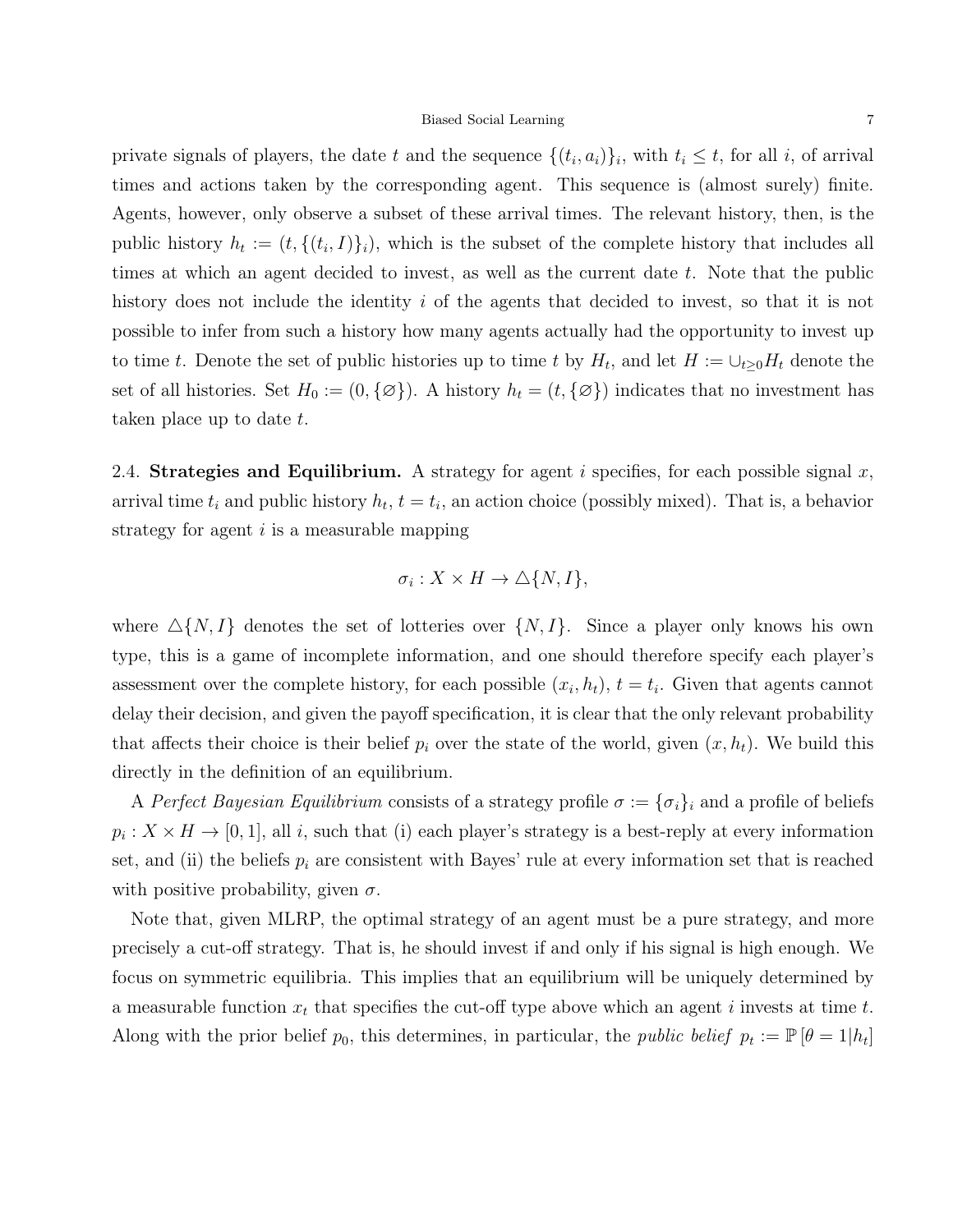private signals of players, the date $t$ and the sequence $\{(t_i, a_i)\}_i$, with $t_i \leq t$, for all $i$, of arrival times and actions taken by the corresponding agent. This sequence is (almost surely) finite. Agents, however, only observe a subset of these arrival times. The relevant history, then, is the public history $h_t := (t, \{(t_i, I)\}_i)$, which is the subset of the complete history that includes all times at which an agent decided to invest, as well as the current date $t$. Note that the public history does not include the identity $i$ of the agents that decided to invest, so that it is not possible to infer from such a history how many agents actually had the opportunity to invest up to time $t$. Denote the set of public histories up to time $t$ by $H_t$, and let $H := \cup_{t \geq 0} H_t$ denote the set of all histories. Set $H_0 := (0, \{\varnothing\})$. A history $h_t = (t, \{\varnothing\})$ indicates that no investment has taken place up to date $t$.

2.4. **Strategies and Equilibrium.** A strategy for agent $i$ specifies, for each possible signal $x$, arrival time $t_i$ and public history $h_t$, $t = t_i$, an action choice (possibly mixed). That is, a behavior strategy for agent $i$ is a measurable mapping

$$\sigma_i : X \times H \to \triangle\{N, I\},$$

where $\triangle\{N, I\}$ denotes the set of lotteries over $\{N, I\}$. Since a player only knows his own type, this is a game of incomplete information, and one should therefore specify each player's assessment over the complete history, for each possible $(x_i, h_t)$, $t = t_i$. Given that agents cannot delay their decision, and given the payoff specification, it is clear that the only relevant probability that affects their choice is their belief $p_i$ over the state of the world, given $(x, h_t)$. We build this directly in the definition of an equilibrium.

A *Perfect Bayesian Equilibrium* consists of a strategy profile $\sigma := \{\sigma_i\}_i$ and a profile of beliefs $p_i : X \times H \to [0, 1]$, all $i$, such that (i) each player's strategy is a best-reply at every information set, and (ii) the beliefs $p_i$ are consistent with Bayes' rule at every information set that is reached with positive probability, given $\sigma$.

Note that, given MLRP, the optimal strategy of an agent must be a pure strategy, and more precisely a cut-off strategy. That is, he should invest if and only if his signal is high enough. We focus on symmetric equilibria. This implies that an equilibrium will be uniquely determined by a measurable function $x_t$ that specifies the cut-off type above which an agent $i$ invests at time $t$. Along with the prior belief $p_0$, this determines, in particular, the *public belief* $p_t := \mathbb{P}[\theta = 1 | h_t]$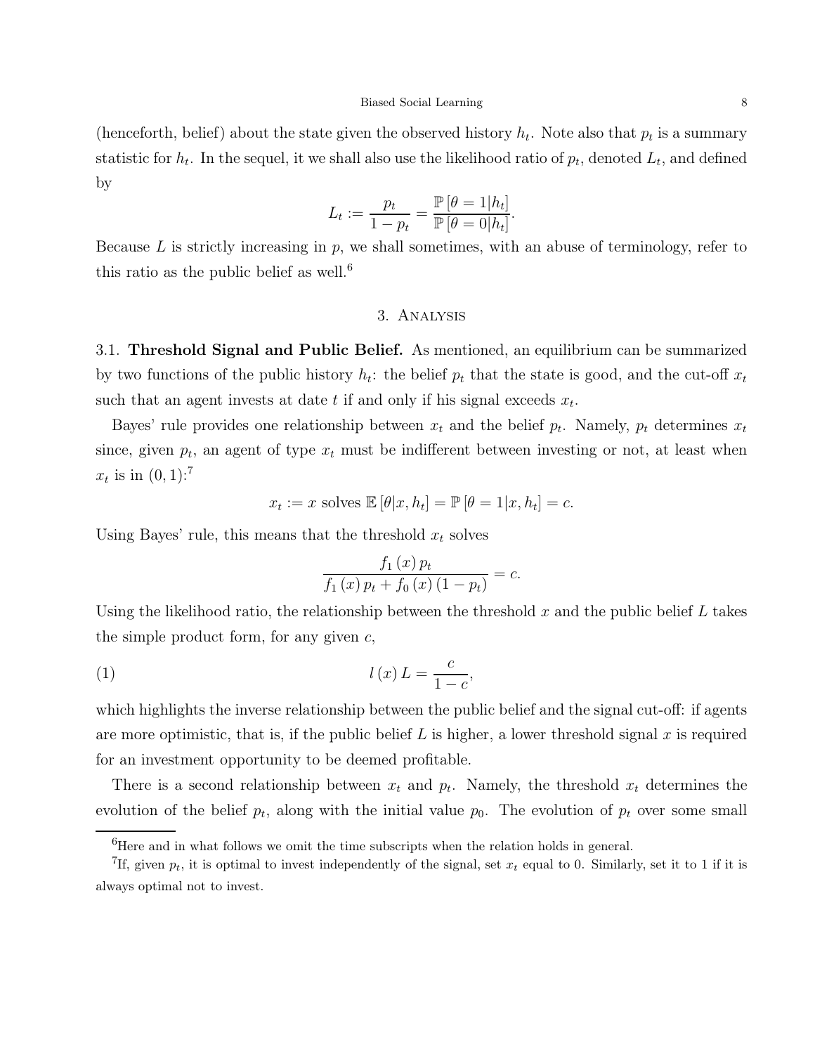(henceforth, belief) about the state given the observed history $h_t$. Note also that $p_t$ is a summary statistic for $h_t$. In the sequel, it we shall also use the likelihood ratio of $p_t$, denoted $L_t$, and defined by

$$L_t := \frac{p_t}{1-p_t} = \frac{\mathbb{P}[\theta = 1|h_t]}{\mathbb{P}[\theta = 0|h_t]}.$$

Because $L$ is strictly increasing in $p$, we shall sometimes, with an abuse of terminology, refer to this ratio as the public belief as well.[6]

## 3. Analysis

3.1. **Threshold Signal and Public Belief.** As mentioned, an equilibrium can be summarized by two functions of the public history $h_t$: the belief $p_t$ that the state is good, and the cut-off $x_t$ such that an agent invests at date $t$ if and only if his signal exceeds $x_t$.

Bayes' rule provides one relationship between $x_t$ and the belief $p_t$. Namely, $p_t$ determines $x_t$ since, given $p_t$, an agent of type $x_t$ must be indifferent between investing or not, at least when $x_t$ is in $(0,1)$:[7]

$$x_t := x \text{ solves } \mathbb{E}[\theta|x, h_t] = \mathbb{P}[\theta = 1|x, h_t] = c.$$

Using Bayes' rule, this means that the threshold $x_t$ solves

$$\frac{f_1(x)\,p_t}{f_1(x)\,p_t + f_0(x)\,(1-p_t)} = c.$$

Using the likelihood ratio, the relationship between the threshold $x$ and the public belief $L$ takes the simple product form, for any given $c$,

$$l(x)\,L = \frac{c}{1-c}, \tag{1}$$

which highlights the inverse relationship between the public belief and the signal cut-off: if agents are more optimistic, that is, if the public belief $L$ is higher, a lower threshold signal $x$ is required for an investment opportunity to be deemed profitable.

There is a second relationship between $x_t$ and $p_t$. Namely, the threshold $x_t$ determines the evolution of the belief $p_t$, along with the initial value $p_0$. The evolution of $p_t$ over some small

---

[6] Here and in what follows we omit the time subscripts when the relation holds in general.

[7] If, given $p_t$, it is optimal to invest independently of the signal, set $x_t$ equal to 0. Similarly, set it to 1 if it is always optimal not to invest.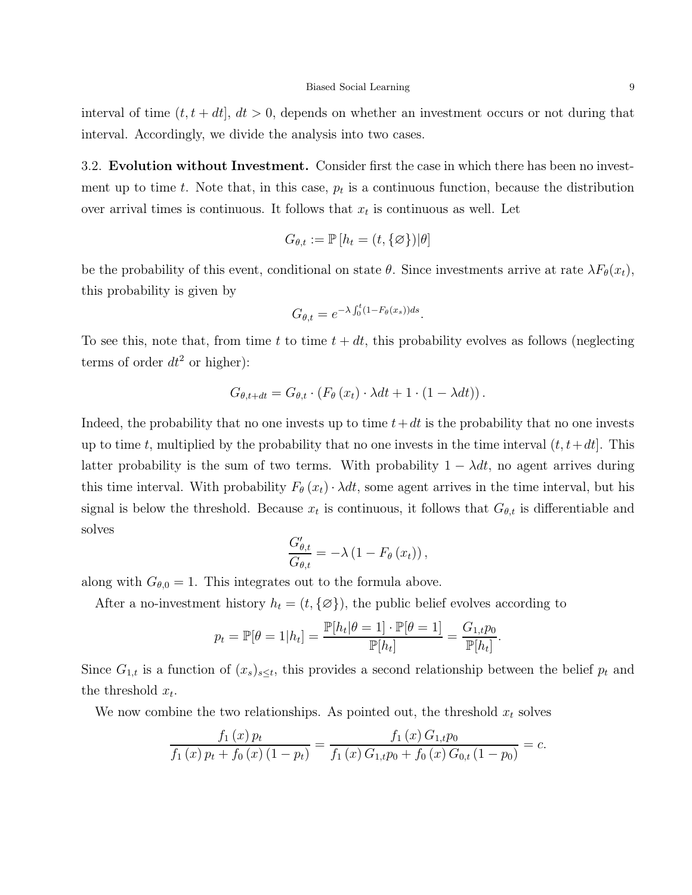interval of time $(t, t+dt]$, $dt > 0$, depends on whether an investment occurs or not during that interval. Accordingly, we divide the analysis into two cases.

3.2. **Evolution without Investment.** Consider first the case in which there has been no investment up to time $t$. Note that, in this case, $p_t$ is a continuous function, because the distribution over arrival times is continuous. It follows that $x_t$ is continuous as well. Let

$$G_{\theta,t} := \mathbb{P}\left[h_t = (t, \{\varnothing\})|\theta\right]$$

be the probability of this event, conditional on state $\theta$. Since investments arrive at rate $\lambda F_\theta(x_t)$, this probability is given by

$$G_{\theta,t} = e^{-\lambda \int_0^t (1-F_\theta(x_s))ds}.$$

To see this, note that, from time $t$ to time $t+dt$, this probability evolves as follows (neglecting terms of order $dt^2$ or higher):

$$G_{\theta,t+dt} = G_{\theta,t} \cdot \left(F_\theta\left(x_t\right) \cdot \lambda dt + 1 \cdot (1 - \lambda dt)\right).$$

Indeed, the probability that no one invests up to time $t+dt$ is the probability that no one invests up to time $t$, multiplied by the probability that no one invests in the time interval $(t, t+dt]$. This latter probability is the sum of two terms. With probability $1 - \lambda dt$, no agent arrives during this time interval. With probability $F_\theta\left(x_t\right) \cdot \lambda dt$, some agent arrives in the time interval, but his signal is below the threshold. Because $x_t$ is continuous, it follows that $G_{\theta,t}$ is differentiable and solves

$$\frac{G'_{\theta,t}}{G_{\theta,t}} = -\lambda \left(1 - F_\theta\left(x_t\right)\right),$$

along with $G_{\theta,0} = 1$. This integrates out to the formula above.

After a no-investment history $h_t = (t, \{\varnothing\})$, the public belief evolves according to

$$p_t = \mathbb{P}[\theta = 1|h_t] = \frac{\mathbb{P}[h_t|\theta = 1] \cdot \mathbb{P}[\theta = 1]}{\mathbb{P}[h_t]} = \frac{G_{1,t}p_0}{\mathbb{P}[h_t]}.$$

Since $G_{1,t}$ is a function of $(x_s)_{s \le t}$, this provides a second relationship between the belief $p_t$ and the threshold $x_t$.

We now combine the two relationships. As pointed out, the threshold $x_t$ solves

$$\frac{f_1\left(x\right)p_t}{f_1\left(x\right)p_t + f_0\left(x\right)\left(1 - p_t\right)} = \frac{f_1\left(x\right)G_{1,t}p_0}{f_1\left(x\right)G_{1,t}p_0 + f_0\left(x\right)G_{0,t}\left(1 - p_0\right)} = c.$$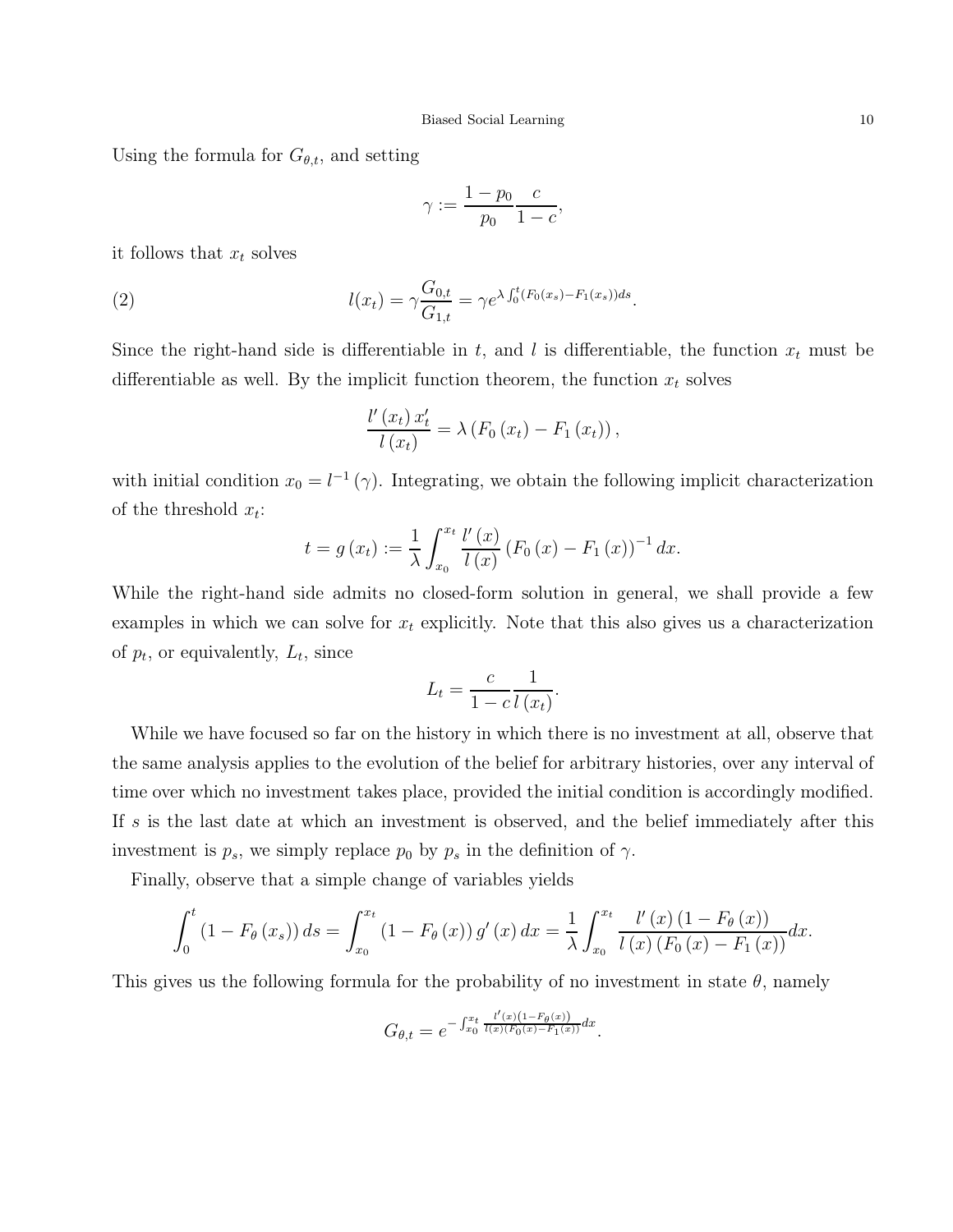Using the formula for $G_{\theta,t}$, and setting

$$\gamma := \frac{1-p_0}{p_0}\frac{c}{1-c},$$

it follows that $x_t$ solves

$$l(x_t) = \gamma \frac{G_{0,t}}{G_{1,t}} = \gamma e^{\lambda \int_0^t (F_0(x_s)-F_1(x_s))ds}. \tag{2}$$

Since the right-hand side is differentiable in $t$, and $l$ is differentiable, the function $x_t$ must be differentiable as well. By the implicit function theorem, the function $x_t$ solves

$$\frac{l'(x_t)\, x_t'}{l(x_t)} = \lambda \left(F_0(x_t) - F_1(x_t)\right),$$

with initial condition $x_0 = l^{-1}(\gamma)$. Integrating, we obtain the following implicit characterization of the threshold $x_t$:

$$t = g(x_t) := \frac{1}{\lambda}\int_{x_0}^{x_t} \frac{l'(x)}{l(x)} \left(F_0(x) - F_1(x)\right)^{-1} dx.$$

While the right-hand side admits no closed-form solution in general, we shall provide a few examples in which we can solve for $x_t$ explicitly. Note that this also gives us a characterization of $p_t$, or equivalently, $L_t$, since

$$L_t = \frac{c}{1-c}\frac{1}{l(x_t)}.$$

While we have focused so far on the history in which there is no investment at all, observe that the same analysis applies to the evolution of the belief for arbitrary histories, over any interval of time over which no investment takes place, provided the initial condition is accordingly modified. If $s$ is the last date at which an investment is observed, and the belief immediately after this investment is $p_s$, we simply replace $p_0$ by $p_s$ in the definition of $\gamma$.

Finally, observe that a simple change of variables yields

$$\int_0^t (1 - F_\theta(x_s))\, ds = \int_{x_0}^{x_t} (1 - F_\theta(x))\, g'(x)\, dx = \frac{1}{\lambda}\int_{x_0}^{x_t} \frac{l'(x)(1 - F_\theta(x))}{l(x)(F_0(x) - F_1(x))} dx.$$

This gives us the following formula for the probability of no investment in state $\theta$, namely

$$G_{\theta,t} = e^{-\int_{x_0}^{x_t} \frac{l'(x)(1-F_\theta(x))}{l(x)(F_0(x)-F_1(x))}dx}.$$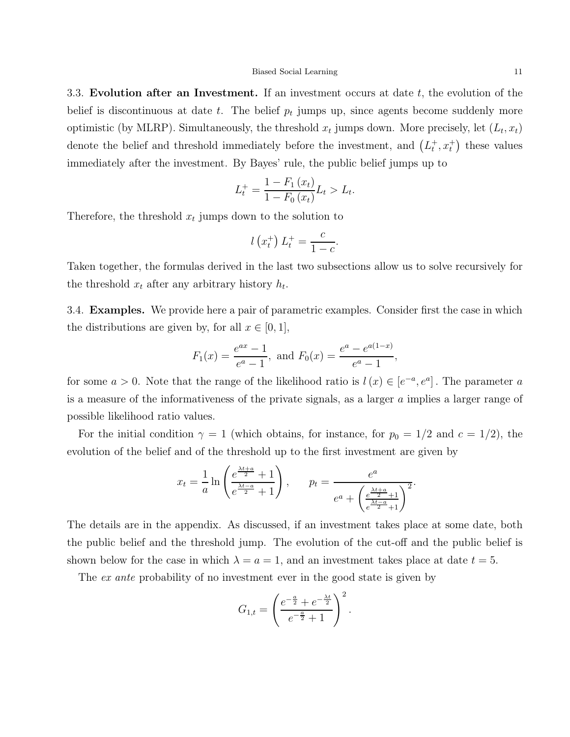3.3. **Evolution after an Investment.** If an investment occurs at date $t$, the evolution of the belief is discontinuous at date $t$. The belief $p_t$ jumps up, since agents become suddenly more optimistic (by MLRP). Simultaneously, the threshold $x_t$ jumps down. More precisely, let $(L_t, x_t)$ denote the belief and threshold immediately before the investment, and $\left(L_t^+, x_t^+\right)$ these values immediately after the investment. By Bayes' rule, the public belief jumps up to

$$L_t^+ = \frac{1 - F_1(x_t)}{1 - F_0(x_t)} L_t > L_t.$$

Therefore, the threshold $x_t$ jumps down to the solution to

$$l\left(x_t^+\right) L_t^+ = \frac{c}{1-c}.$$

Taken together, the formulas derived in the last two subsections allow us to solve recursively for the threshold $x_t$ after any arbitrary history $h_t$.

3.4. **Examples.** We provide here a pair of parametric examples. Consider first the case in which the distributions are given by, for all $x \in [0,1]$,

$$F_1(x) = \frac{e^{ax} - 1}{e^a - 1}, \text{ and } F_0(x) = \frac{e^a - e^{a(1-x)}}{e^a - 1},$$

for some $a > 0$. Note that the range of the likelihood ratio is $l(x) \in \left[e^{-a}, e^a\right]$. The parameter $a$ is a measure of the informativeness of the private signals, as a larger $a$ implies a larger range of possible likelihood ratio values.

For the initial condition $\gamma = 1$ (which obtains, for instance, for $p_0 = 1/2$ and $c = 1/2$), the evolution of the belief and of the threshold up to the first investment are given by

$$x_t = \frac{1}{a} \ln\left(\frac{e^{\frac{\lambda t + a}{2}} + 1}{e^{\frac{\lambda t - a}{2}} + 1}\right), \qquad p_t = \frac{e^a}{e^a + \left(\frac{e^{\frac{\lambda t + a}{2}} + 1}{e^{\frac{\lambda t - a}{2}} + 1}\right)^2}.$$

The details are in the appendix. As discussed, if an investment takes place at some date, both the public belief and the threshold jump. The evolution of the cut-off and the public belief is shown below for the case in which $\lambda = a = 1$, and an investment takes place at date $t = 5$.

The *ex ante* probability of no investment ever in the good state is given by

$$G_{1,t} = \left(\frac{e^{-\frac{a}{2}} + e^{-\frac{\lambda t}{2}}}{e^{-\frac{a}{2}} + 1}\right)^2.$$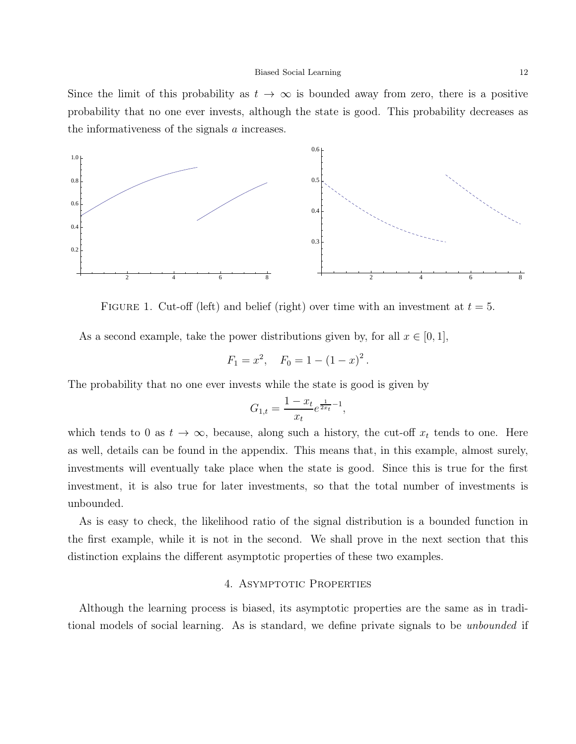Since the limit of this probability as $t \to \infty$ is bounded away from zero, there is a positive probability that no one ever invests, although the state is good. This probability decreases as the informativeness of the signals $a$ increases.

1.0
0.8
0.6
0.4
0.2
2 4 6 8

0.6
0.5
0.4
0.3
2 4 6 8

FIGURE 1. Cut-off (left) and belief (right) over time with an investment at $t = 5$.

As a second example, take the power distributions given by, for all $x \in [0, 1]$,

$$F_1 = x^2, \quad F_0 = 1 - (1 - x)^2.$$

The probability that no one ever invests while the state is good is given by

$$G_{1,t} = \frac{1 - x_t}{x_t} e^{\frac{1}{2x_t} - 1},$$

which tends to 0 as $t \to \infty$, because, along such a history, the cut-off $x_t$ tends to one. Here as well, details can be found in the appendix. This means that, in this example, almost surely, investments will eventually take place when the state is good. Since this is true for the first investment, it is also true for later investments, so that the total number of investments is unbounded.

As is easy to check, the likelihood ratio of the signal distribution is a bounded function in the first example, while it is not in the second. We shall prove in the next section that this distinction explains the different asymptotic properties of these two examples.

## 4. Asymptotic Properties

Although the learning process is biased, its asymptotic properties are the same as in traditional models of social learning. As is standard, we define private signals to be *unbounded* if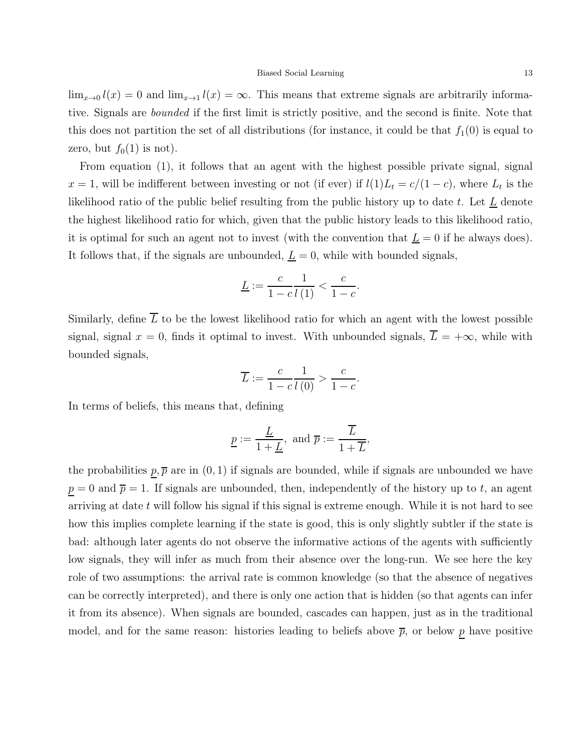$\lim_{x \to 0} l(x) = 0$ and $\lim_{x \to 1} l(x) = \infty$. This means that extreme signals are arbitrarily informative. Signals are *bounded* if the first limit is strictly positive, and the second is finite. Note that this does not partition the set of all distributions (for instance, it could be that $f_1(0)$ is equal to zero, but $f_0(1)$ is not).

From equation (1), it follows that an agent with the highest possible private signal, signal $x = 1$, will be indifferent between investing or not (if ever) if $l(1)L_t = c/(1-c)$, where $L_t$ is the likelihood ratio of the public belief resulting from the public history up to date $t$. Let $\underline{L}$ denote the highest likelihood ratio for which, given that the public history leads to this likelihood ratio, it is optimal for such an agent not to invest (with the convention that $\underline{L} = 0$ if he always does). It follows that, if the signals are unbounded, $\underline{L} = 0$, while with bounded signals,

$$\underline{L} := \frac{c}{1-c}\frac{1}{l\,(1)} < \frac{c}{1-c}.$$

Similarly, define $\overline{L}$ to be the lowest likelihood ratio for which an agent with the lowest possible signal, signal $x = 0$, finds it optimal to invest. With unbounded signals, $\overline{L} = +\infty$, while with bounded signals,

$$\overline{L} := \frac{c}{1-c}\frac{1}{l\,(0)} > \frac{c}{1-c}.$$

In terms of beliefs, this means that, defining

$$\underline{p} := \frac{\underline{L}}{1+\underline{L}}, \text{ and } \overline{p} := \frac{\overline{L}}{1+\overline{L}},$$

the probabilities $\underline{p}, \overline{p}$ are in $(0,1)$ if signals are bounded, while if signals are unbounded we have $\underline{p} = 0$ and $\overline{p} = 1$. If signals are unbounded, then, independently of the history up to $t$, an agent arriving at date $t$ will follow his signal if this signal is extreme enough. While it is not hard to see how this implies complete learning if the state is good, this is only slightly subtler if the state is bad: although later agents do not observe the informative actions of the agents with sufficiently low signals, they will infer as much from their absence over the long-run. We see here the key role of two assumptions: the arrival rate is common knowledge (so that the absence of negatives can be correctly interpreted), and there is only one action that is hidden (so that agents can infer it from its absence). When signals are bounded, cascades can happen, just as in the traditional model, and for the same reason: histories leading to beliefs above $\overline{p}$, or below $\underline{p}$ have positive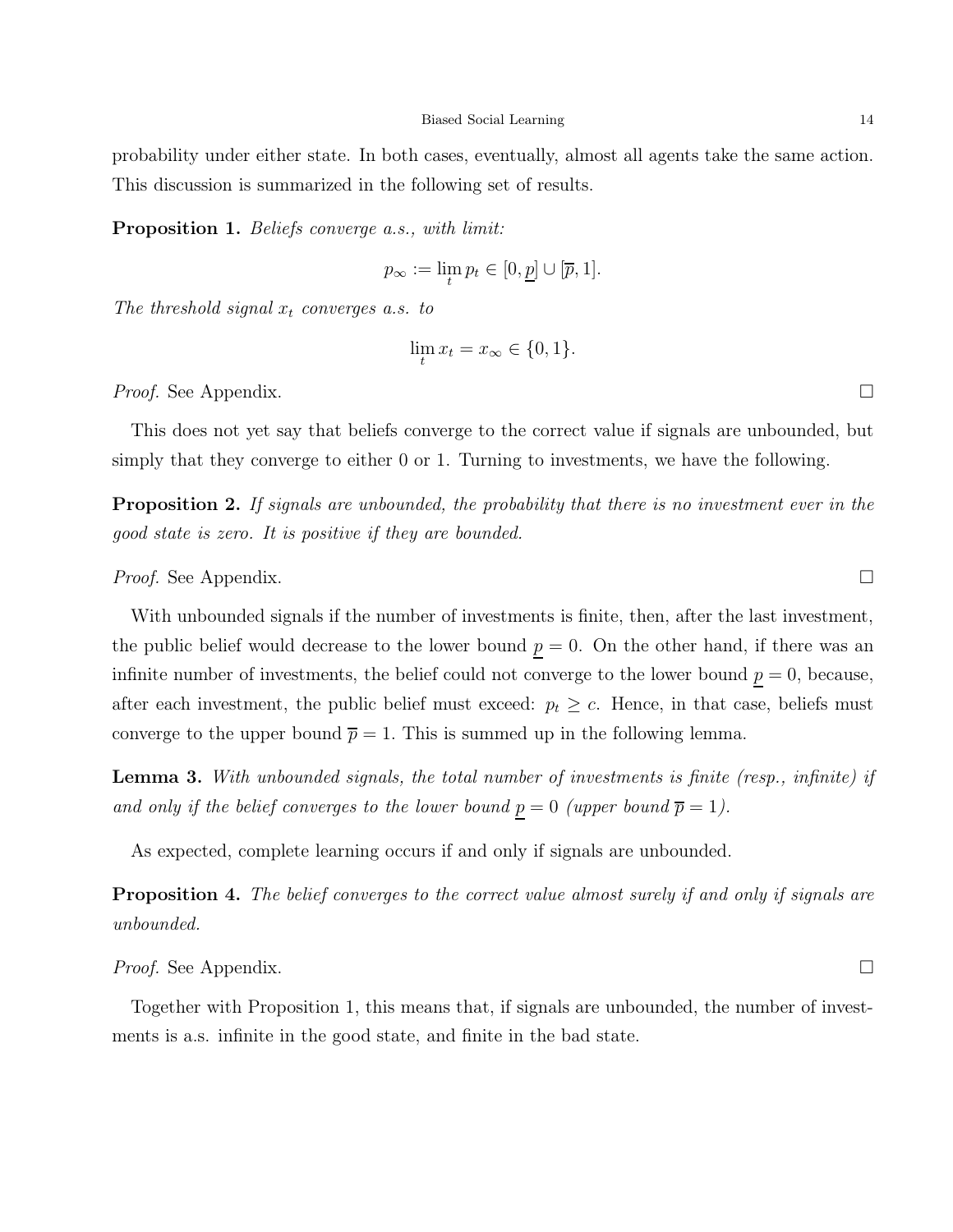probability under either state. In both cases, eventually, almost all agents take the same action. This discussion is summarized in the following set of results.

**Proposition 1.** *Beliefs converge a.s., with limit:*

$$p_\infty := \lim_t p_t \in [0, \underline{p}] \cup [\overline{p}, 1].$$

*The threshold signal $x_t$ converges a.s. to*

$$\lim_t x_t = x_\infty \in \{0, 1\}.$$

*Proof.* See Appendix. □

This does not yet say that beliefs converge to the correct value if signals are unbounded, but simply that they converge to either 0 or 1. Turning to investments, we have the following.

**Proposition 2.** *If signals are unbounded, the probability that there is no investment ever in the good state is zero. It is positive if they are bounded.*

*Proof.* See Appendix. □

With unbounded signals if the number of investments is finite, then, after the last investment, the public belief would decrease to the lower bound $\underline{p} = 0$. On the other hand, if there was an infinite number of investments, the belief could not converge to the lower bound $\underline{p} = 0$, because, after each investment, the public belief must exceed: $p_t \geq c$. Hence, in that case, beliefs must converge to the upper bound $\overline{p} = 1$. This is summed up in the following lemma.

**Lemma 3.** *With unbounded signals, the total number of investments is finite (resp., infinite) if and only if the belief converges to the lower bound $\underline{p} = 0$ (upper bound $\overline{p} = 1$).*

As expected, complete learning occurs if and only if signals are unbounded.

**Proposition 4.** *The belief converges to the correct value almost surely if and only if signals are unbounded.*

*Proof.* See Appendix. □

Together with Proposition 1, this means that, if signals are unbounded, the number of investments is a.s. infinite in the good state, and finite in the bad state.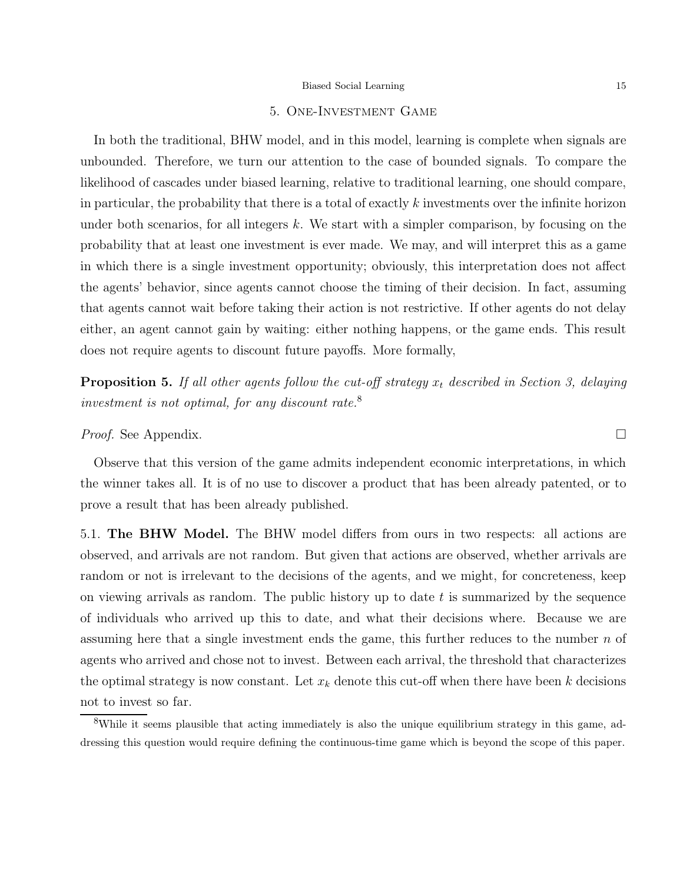## 5. One-Investment Game

In both the traditional, BHW model, and in this model, learning is complete when signals are unbounded. Therefore, we turn our attention to the case of bounded signals. To compare the likelihood of cascades under biased learning, relative to traditional learning, one should compare, in particular, the probability that there is a total of exactly $k$ investments over the infinite horizon under both scenarios, for all integers $k$. We start with a simpler comparison, by focusing on the probability that at least one investment is ever made. We may, and will interpret this as a game in which there is a single investment opportunity; obviously, this interpretation does not affect the agents' behavior, since agents cannot choose the timing of their decision. In fact, assuming that agents cannot wait before taking their action is not restrictive. If other agents do not delay either, an agent cannot gain by waiting: either nothing happens, or the game ends. This result does not require agents to discount future payoffs. More formally,

**Proposition 5.** *If all other agents follow the cut-off strategy $x_t$ described in Section 3, delaying investment is not optimal, for any discount rate.*[8]

*Proof.* See Appendix. □

Observe that this version of the game admits independent economic interpretations, in which the winner takes all. It is of no use to discover a product that has been already patented, or to prove a result that has been already published.

5.1. **The BHW Model.** The BHW model differs from ours in two respects: all actions are observed, and arrivals are not random. But given that actions are observed, whether arrivals are random or not is irrelevant to the decisions of the agents, and we might, for concreteness, keep on viewing arrivals as random. The public history up to date $t$ is summarized by the sequence of individuals who arrived up this to date, and what their decisions where. Because we are assuming here that a single investment ends the game, this further reduces to the number $n$ of agents who arrived and chose not to invest. Between each arrival, the threshold that characterizes the optimal strategy is now constant. Let $x_k$ denote this cut-off when there have been $k$ decisions not to invest so far.

[8]While it seems plausible that acting immediately is also the unique equilibrium strategy in this game, addressing this question would require defining the continuous-time game which is beyond the scope of this paper.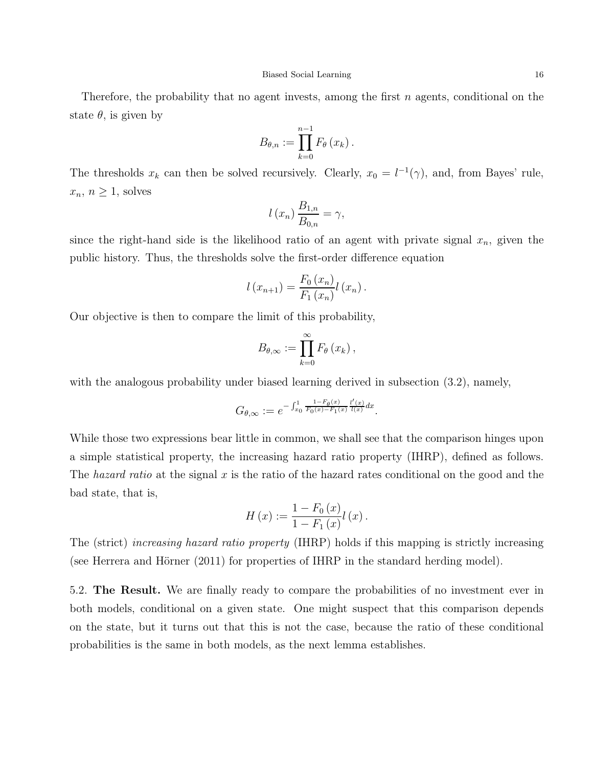Therefore, the probability that no agent invests, among the first $n$ agents, conditional on the state $\theta$, is given by

$$B_{\theta,n} := \prod_{k=0}^{n-1} F_\theta(x_k).$$

The thresholds $x_k$ can then be solved recursively. Clearly, $x_0 = l^{-1}(\gamma)$, and, from Bayes' rule, $x_n$, $n \geq 1$, solves

$$l(x_n) \frac{B_{1,n}}{B_{0,n}} = \gamma,$$

since the right-hand side is the likelihood ratio of an agent with private signal $x_n$, given the public history. Thus, the thresholds solve the first-order difference equation

$$l(x_{n+1}) = \frac{F_0(x_n)}{F_1(x_n)} l(x_n).$$

Our objective is then to compare the limit of this probability,

$$B_{\theta,\infty} := \prod_{k=0}^{\infty} F_\theta(x_k),$$

with the analogous probability under biased learning derived in subsection (3.2), namely,

$$G_{\theta,\infty} := e^{-\int_{x_0}^{1} \frac{1-F_\theta(x)}{F_0(x)-F_1(x)} \frac{l'(x)}{l(x)} dx}.$$

While those two expressions bear little in common, we shall see that the comparison hinges upon a simple statistical property, the increasing hazard ratio property (IHRP), defined as follows. The *hazard ratio* at the signal $x$ is the ratio of the hazard rates conditional on the good and the bad state, that is,

$$H(x) := \frac{1 - F_0(x)}{1 - F_1(x)} l(x).$$

The (strict) *increasing hazard ratio property* (IHRP) holds if this mapping is strictly increasing (see Herrera and Hörner (2011) for properties of IHRP in the standard herding model).

5.2. **The Result.** We are finally ready to compare the probabilities of no investment ever in both models, conditional on a given state. One might suspect that this comparison depends on the state, but it turns out that this is not the case, because the ratio of these conditional probabilities is the same in both models, as the next lemma establishes.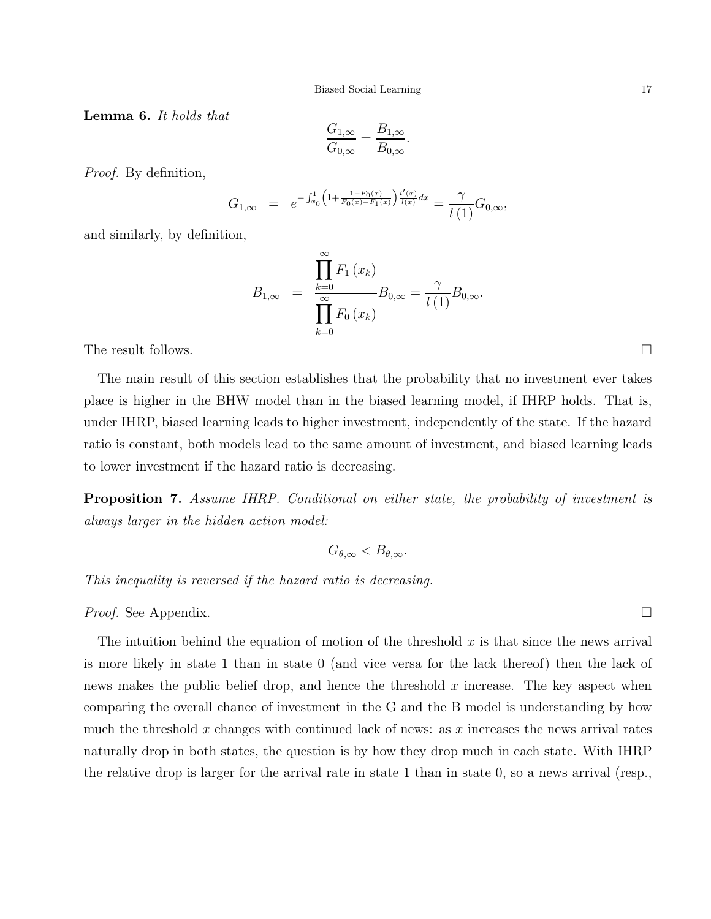**Lemma 6.** *It holds that*

$$\frac{G_{1,\infty}}{G_{0,\infty}} = \frac{B_{1,\infty}}{B_{0,\infty}}.$$

*Proof.* By definition,

$$G_{1,\infty} = e^{-\int_{x_0}^{1}\left(1+\frac{1-F_0(x)}{F_0(x)-F_1(x)}\right)\frac{l'(x)}{l(x)}dx} = \frac{\gamma}{l(1)}G_{0,\infty},$$

and similarly, by definition,

$$B_{1,\infty} = \frac{\prod_{k=0}^{\infty} F_1(x_k)}{\prod_{k=0}^{\infty} F_0(x_k)} B_{0,\infty} = \frac{\gamma}{l(1)} B_{0,\infty}.$$

The result follows. □

The main result of this section establishes that the probability that no investment ever takes place is higher in the BHW model than in the biased learning model, if IHRP holds. That is, under IHRP, biased learning leads to higher investment, independently of the state. If the hazard ratio is constant, both models lead to the same amount of investment, and biased learning leads to lower investment if the hazard ratio is decreasing.

**Proposition 7.** *Assume IHRP. Conditional on either state, the probability of investment is always larger in the hidden action model:*

$$G_{\theta,\infty} < B_{\theta,\infty}.$$

*This inequality is reversed if the hazard ratio is decreasing.*

*Proof.* See Appendix. □

The intuition behind the equation of motion of the threshold $x$ is that since the news arrival is more likely in state 1 than in state 0 (and vice versa for the lack thereof) then the lack of news makes the public belief drop, and hence the threshold $x$ increase. The key aspect when comparing the overall chance of investment in the G and the B model is understanding by how much the threshold $x$ changes with continued lack of news: as $x$ increases the news arrival rates naturally drop in both states, the question is by how they drop much in each state. With IHRP the relative drop is larger for the arrival rate in state 1 than in state 0, so a news arrival (resp.,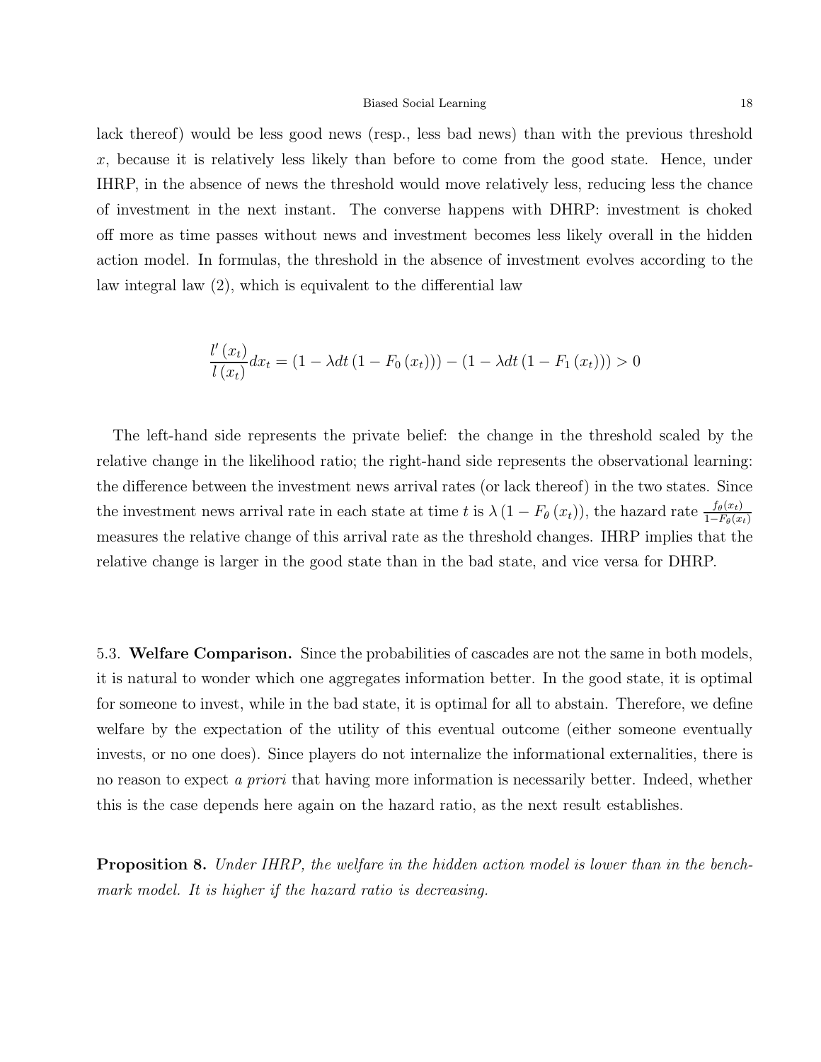lack thereof) would be less good news (resp., less bad news) than with the previous threshold $x$, because it is relatively less likely than before to come from the good state. Hence, under IHRP, in the absence of news the threshold would move relatively less, reducing less the chance of investment in the next instant. The converse happens with DHRP: investment is choked off more as time passes without news and investment becomes less likely overall in the hidden action model. In formulas, the threshold in the absence of investment evolves according to the law integral law (2), which is equivalent to the differential law

$$\frac{l'(x_t)}{l(x_t)}dx_t = (1 - \lambda dt (1 - F_0(x_t))) - (1 - \lambda dt (1 - F_1(x_t))) > 0$$

The left-hand side represents the private belief: the change in the threshold scaled by the relative change in the likelihood ratio; the right-hand side represents the observational learning: the difference between the investment news arrival rates (or lack thereof) in the two states. Since the investment news arrival rate in each state at time $t$ is $\lambda (1 - F_\theta(x_t))$, the hazard rate $\frac{f_\theta(x_t)}{1-F_\theta(x_t)}$ measures the relative change of this arrival rate as the threshold changes. IHRP implies that the relative change is larger in the good state than in the bad state, and vice versa for DHRP.

5.3. **Welfare Comparison.** Since the probabilities of cascades are not the same in both models, it is natural to wonder which one aggregates information better. In the good state, it is optimal for someone to invest, while in the bad state, it is optimal for all to abstain. Therefore, we define welfare by the expectation of the utility of this eventual outcome (either someone eventually invests, or no one does). Since players do not internalize the informational externalities, there is no reason to expect *a priori* that having more information is necessarily better. Indeed, whether this is the case depends here again on the hazard ratio, as the next result establishes.

**Proposition 8.** *Under IHRP, the welfare in the hidden action model is lower than in the benchmark model. It is higher if the hazard ratio is decreasing.*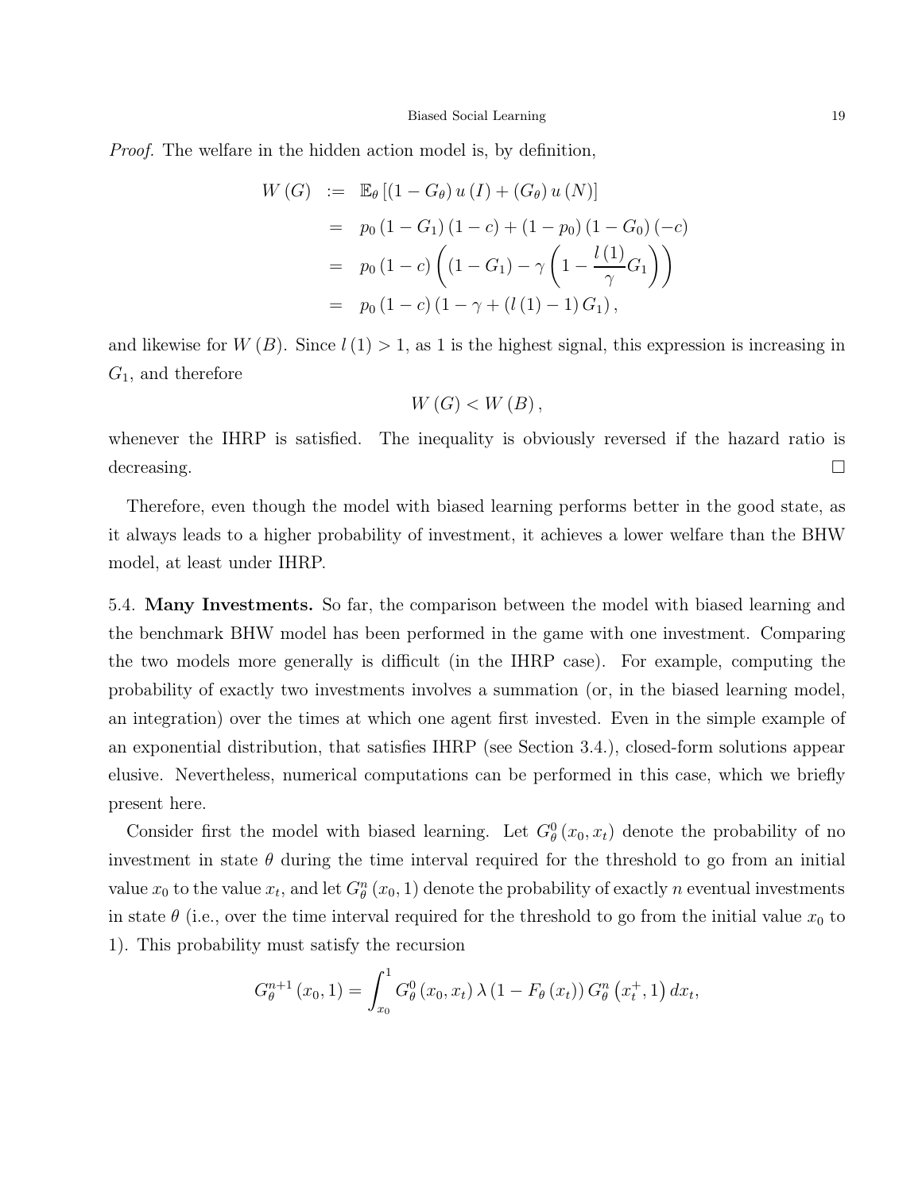*Proof.* The welfare in the hidden action model is, by definition,

$$
\begin{aligned}
W(G) &:= \mathbb{E}_\theta \left[ (1 - G_\theta) u(I) + (G_\theta) u(N) \right] \\
&= p_0 (1 - G_1)(1 - c) + (1 - p_0)(1 - G_0)(-c) \\
&= p_0 (1 - c) \left( (1 - G_1) - \gamma \left( 1 - \frac{l(1)}{\gamma} G_1 \right) \right) \\
&= p_0 (1 - c) (1 - \gamma + (l(1) - 1) G_1),
\end{aligned}
$$

and likewise for $W(B)$. Since $l(1) > 1$, as 1 is the highest signal, this expression is increasing in $G_1$, and therefore

$$
W(G) < W(B),
$$

whenever the IHRP is satisfied. The inequality is obviously reversed if the hazard ratio is decreasing. □

Therefore, even though the model with biased learning performs better in the good state, as it always leads to a higher probability of investment, it achieves a lower welfare than the BHW model, at least under IHRP.

5.4. **Many Investments.** So far, the comparison between the model with biased learning and the benchmark BHW model has been performed in the game with one investment. Comparing the two models more generally is difficult (in the IHRP case). For example, computing the probability of exactly two investments involves a summation (or, in the biased learning model, an integration) over the times at which one agent first invested. Even in the simple example of an exponential distribution, that satisfies IHRP (see Section 3.4.), closed-form solutions appear elusive. Nevertheless, numerical computations can be performed in this case, which we briefly present here.

Consider first the model with biased learning. Let $G^0_\theta(x_0, x_t)$ denote the probability of no investment in state $\theta$ during the time interval required for the threshold to go from an initial value $x_0$ to the value $x_t$, and let $G^n_\theta(x_0, 1)$ denote the probability of exactly $n$ eventual investments in state $\theta$ (i.e., over the time interval required for the threshold to go from the initial value $x_0$ to 1). This probability must satisfy the recursion

$$
G^{n+1}_\theta(x_0, 1) = \int_{x_0}^{1} G^0_\theta(x_0, x_t) \lambda (1 - F_\theta(x_t)) G^n_\theta(x_t^+, 1) \, dx_t,
$$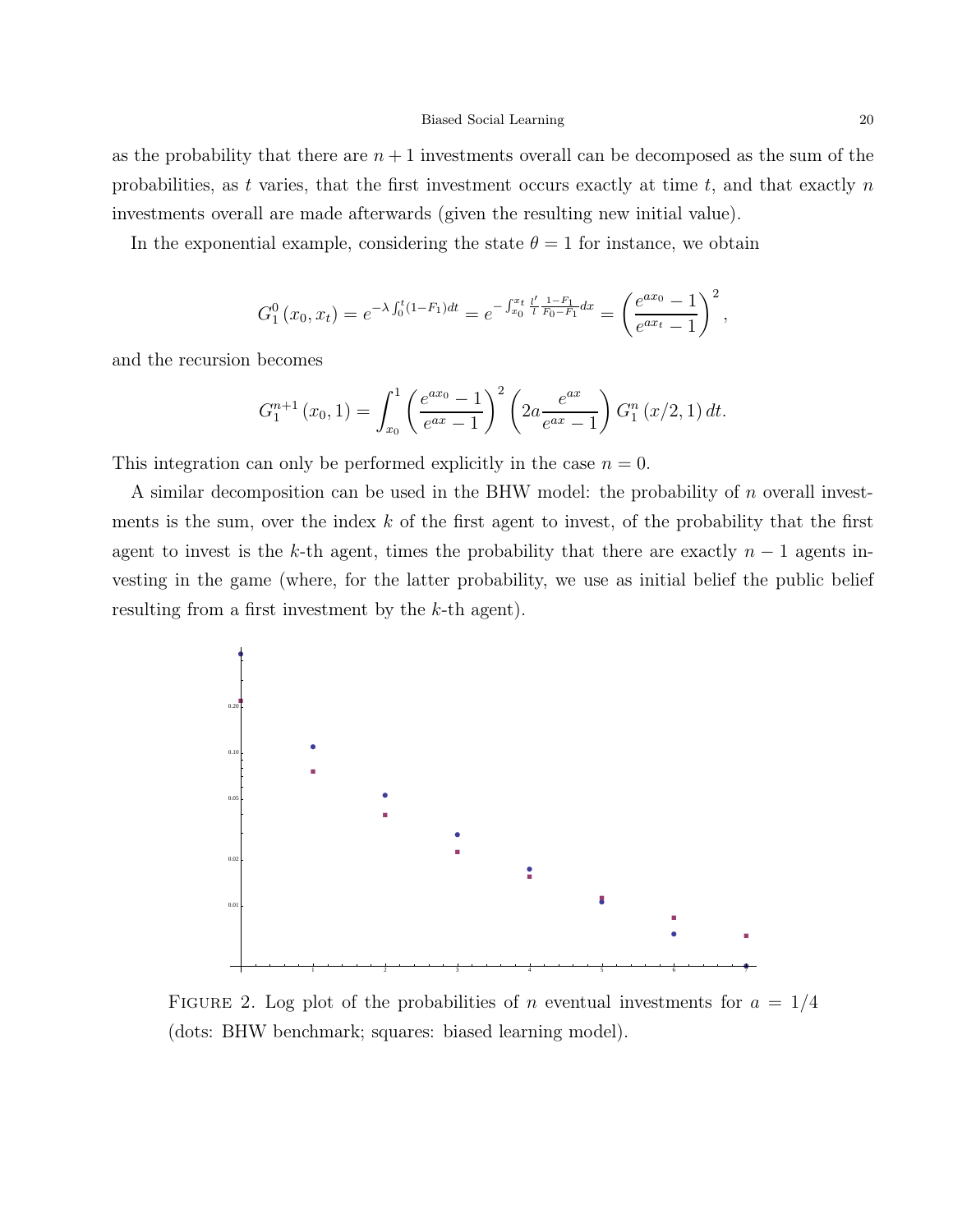as the probability that there are $n+1$ investments overall can be decomposed as the sum of the probabilities, as $t$ varies, that the first investment occurs exactly at time $t$, and that exactly $n$ investments overall are made afterwards (given the resulting new initial value).

In the exponential example, considering the state $\theta = 1$ for instance, we obtain

$$G_1^0(x_0, x_t) = e^{-\lambda \int_0^t (1-F_1)dt} = e^{-\int_{x_0}^{x_t} \frac{l'}{l} \frac{1-F_1}{F_0-F_1} dx} = \left( \frac{e^{ax_0} - 1}{e^{ax_t} - 1} \right)^2,$$

and the recursion becomes

$$G_1^{n+1}(x_0, 1) = \int_{x_0}^{1} \left( \frac{e^{ax_0} - 1}{e^{ax} - 1} \right)^2 \left( 2a \frac{e^{ax}}{e^{ax} - 1} \right) G_1^n(x/2, 1)\, dt.$$

This integration can only be performed explicitly in the case $n = 0$.

A similar decomposition can be used in the BHW model: the probability of $n$ overall investments is the sum, over the index $k$ of the first agent to invest, of the probability that the first agent to invest is the $k$-th agent, times the probability that there are exactly $n-1$ agents investing in the game (where, for the latter probability, we use as initial belief the public belief resulting from a first investment by the $k$-th agent).

0.20
0.10
0.05
0.02
0.01
1
2
3
4
5
6
7

FIGURE 2. Log plot of the probabilities of $n$ eventual investments for $a = 1/4$ (dots: BHW benchmark; squares: biased learning model).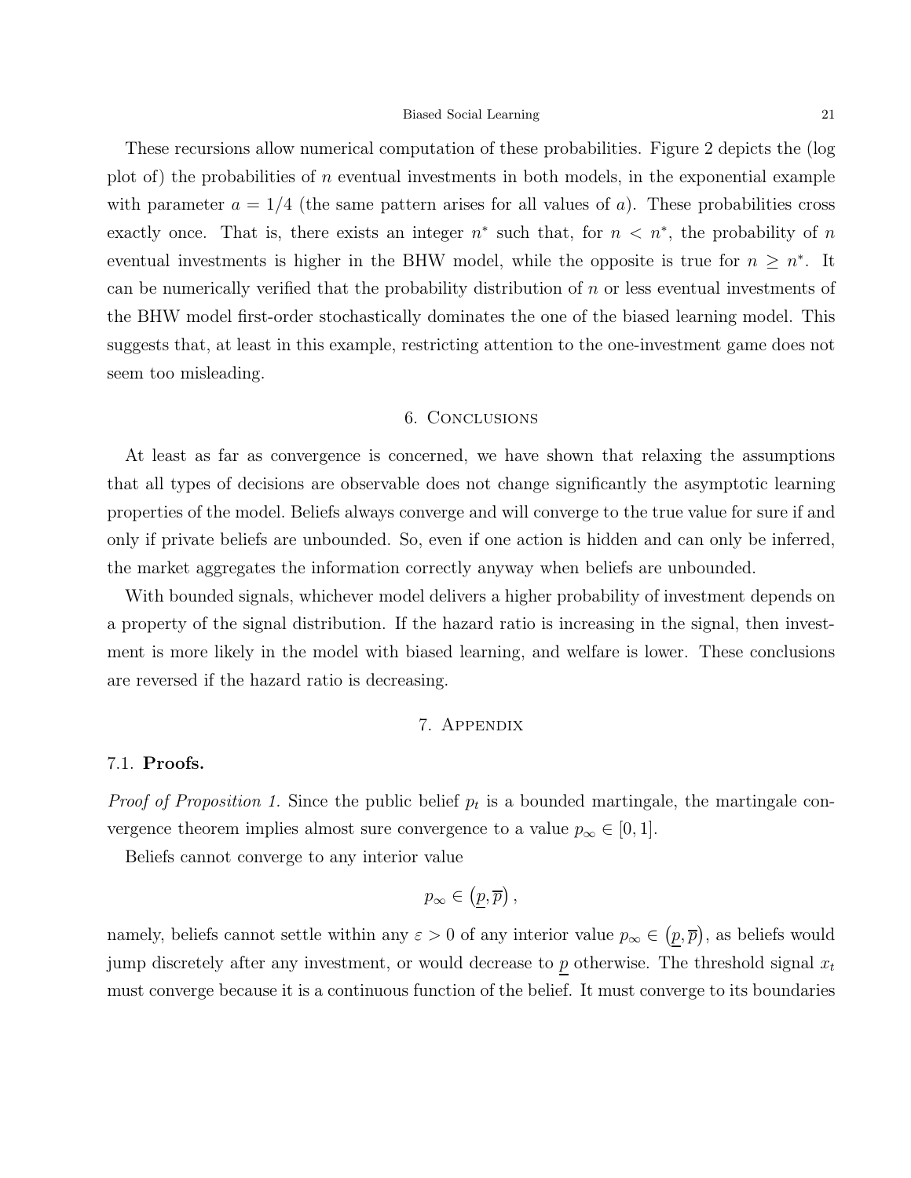These recursions allow numerical computation of these probabilities. Figure 2 depicts the (log plot of) the probabilities of $n$ eventual investments in both models, in the exponential example with parameter $a = 1/4$ (the same pattern arises for all values of $a$). These probabilities cross exactly once. That is, there exists an integer $n^*$ such that, for $n < n^*$, the probability of $n$ eventual investments is higher in the BHW model, while the opposite is true for $n \geq n^*$. It can be numerically verified that the probability distribution of $n$ or less eventual investments of the BHW model first-order stochastically dominates the one of the biased learning model. This suggests that, at least in this example, restricting attention to the one-investment game does not seem too misleading.

## 6. Conclusions

At least as far as convergence is concerned, we have shown that relaxing the assumptions that all types of decisions are observable does not change significantly the asymptotic learning properties of the model. Beliefs always converge and will converge to the true value for sure if and only if private beliefs are unbounded. So, even if one action is hidden and can only be inferred, the market aggregates the information correctly anyway when beliefs are unbounded.

With bounded signals, whichever model delivers a higher probability of investment depends on a property of the signal distribution. If the hazard ratio is increasing in the signal, then investment is more likely in the model with biased learning, and welfare is lower. These conclusions are reversed if the hazard ratio is decreasing.

## 7. Appendix

### 7.1. **Proofs.**

*Proof of Proposition 1.* Since the public belief $p_t$ is a bounded martingale, the martingale convergence theorem implies almost sure convergence to a value $p_\infty \in [0, 1]$.

Beliefs cannot converge to any interior value

$$p_\infty \in \left(\underline{p}, \overline{p}\right),$$

namely, beliefs cannot settle within any $\varepsilon > 0$ of any interior value $p_\infty \in \left(\underline{p}, \overline{p}\right)$, as beliefs would jump discretely after any investment, or would decrease to $\underline{p}$ otherwise. The threshold signal $x_t$ must converge because it is a continuous function of the belief. It must converge to its boundaries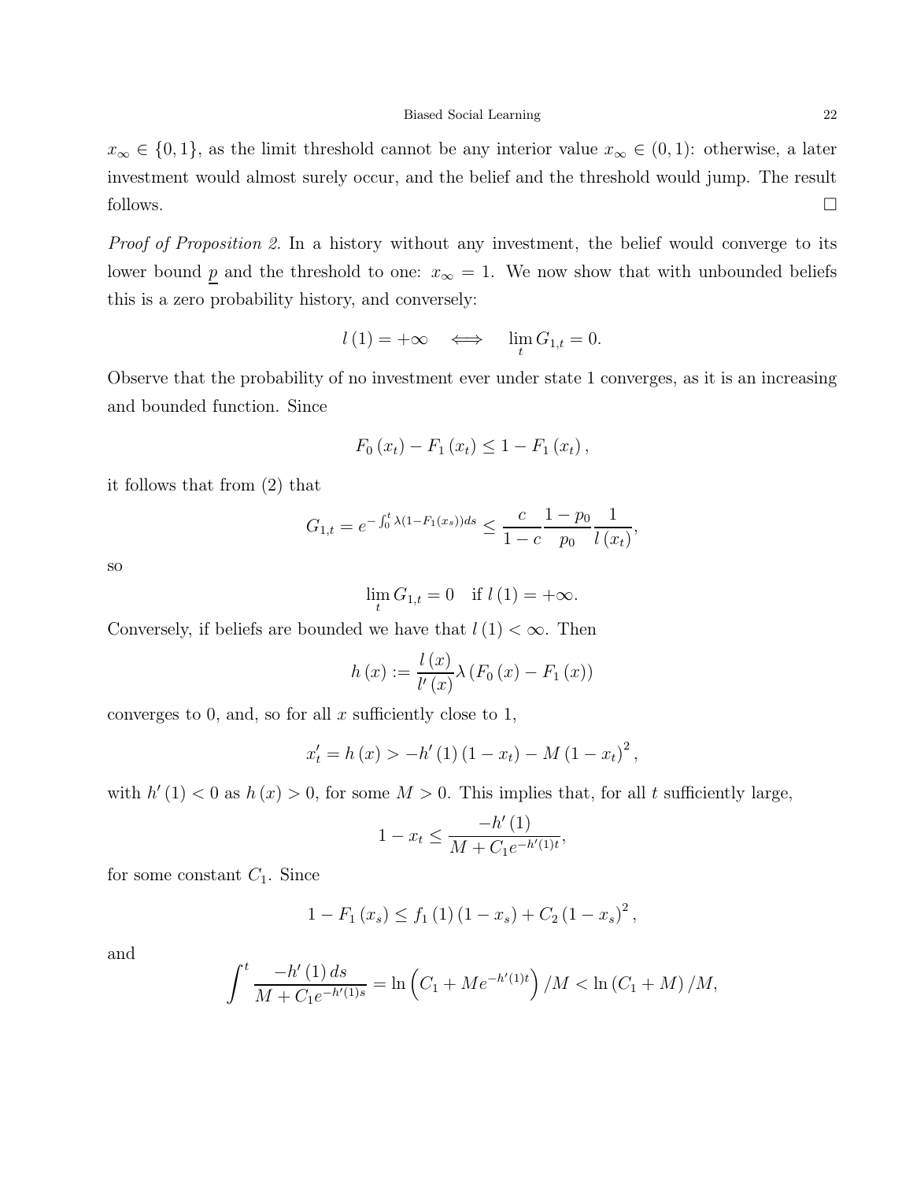$x_\infty \in \{0,1\}$, as the limit threshold cannot be any interior value $x_\infty \in (0,1)$: otherwise, a later investment would almost surely occur, and the belief and the threshold would jump. The result follows. □

*Proof of Proposition 2.* In a history without any investment, the belief would converge to its lower bound $\underline{p}$ and the threshold to one: $x_\infty = 1$. We now show that with unbounded beliefs this is a zero probability history, and conversely:

$$l(1) = +\infty \iff \lim_t G_{1,t} = 0.$$

Observe that the probability of no investment ever under state 1 converges, as it is an increasing and bounded function. Since

$$F_0(x_t) - F_1(x_t) \leq 1 - F_1(x_t),$$

it follows that from (2) that

$$G_{1,t} = e^{-\int_0^t \lambda(1-F_1(x_s))ds} \leq \frac{c}{1-c}\frac{1-p_0}{p_0}\frac{1}{l(x_t)},$$

so

$$\lim_t G_{1,t} = 0 \quad \text{if } l(1) = +\infty.$$

Conversely, if beliefs are bounded we have that $l(1) < \infty$. Then

$$h(x) := \frac{l(x)}{l'(x)}\lambda(F_0(x) - F_1(x))$$

converges to 0, and, so for all $x$ sufficiently close to 1,

$$x_t' = h(x) > -h'(1)(1-x_t) - M(1-x_t)^2,$$

with $h'(1) < 0$ as $h(x) > 0$, for some $M > 0$. This implies that, for all $t$ sufficiently large,

$$1 - x_t \leq \frac{-h'(1)}{M + C_1 e^{-h'(1)t}},$$

for some constant $C_1$. Since

$$1 - F_1(x_s) \leq f_1(1)(1-x_s) + C_2(1-x_s)^2,$$

and

$$\int^t \frac{-h'(1)\,ds}{M + C_1 e^{-h'(1)s}} = \ln\left(C_1 + Me^{-h'(1)t}\right)/M < \ln(C_1 + M)/M,$$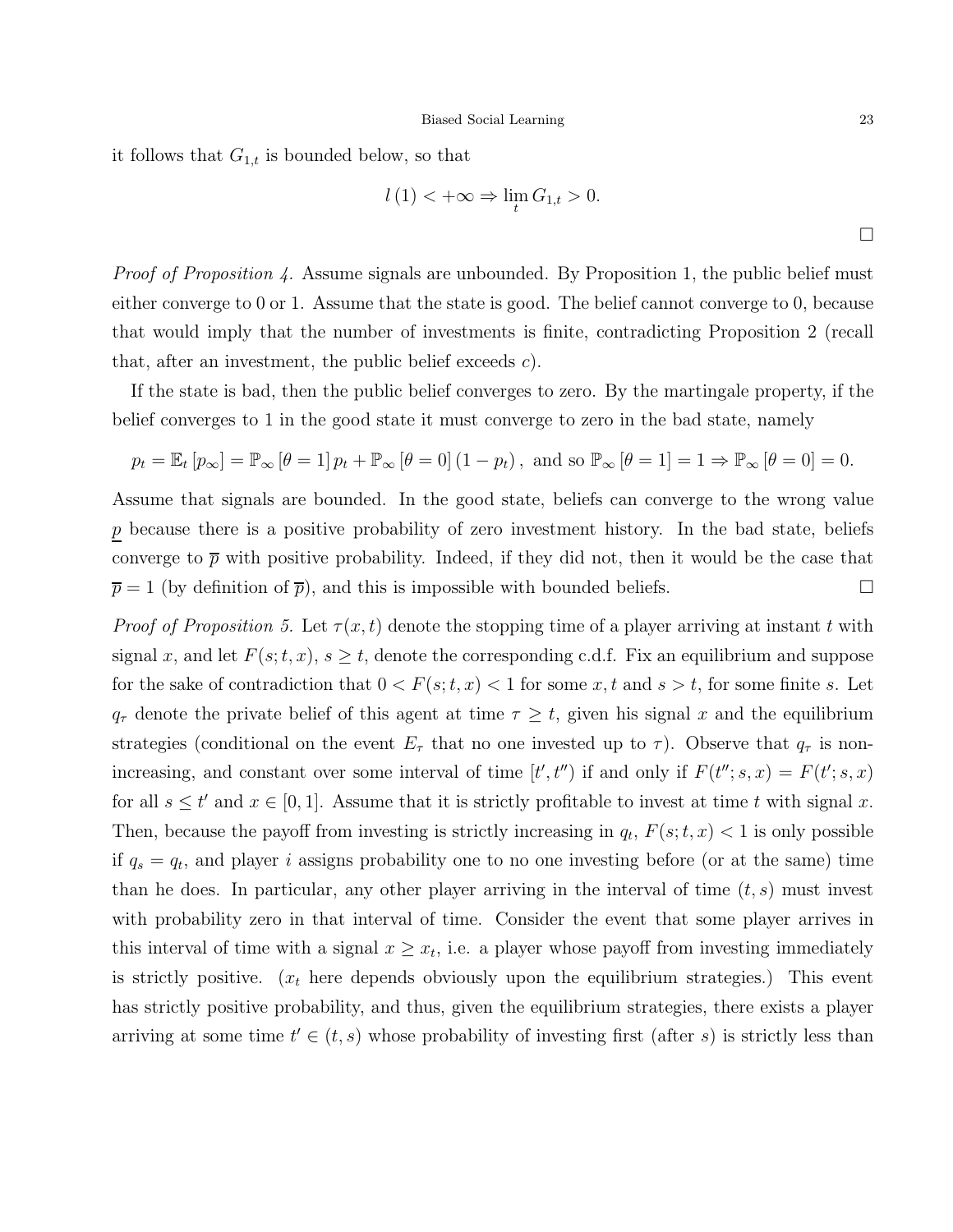it follows that $G_{1,t}$ is bounded below, so that

$$l(1) < +\infty \Rightarrow \lim_t G_{1,t} > 0.$$

$\square$

*Proof of Proposition 4.* Assume signals are unbounded. By Proposition 1, the public belief must either converge to 0 or 1. Assume that the state is good. The belief cannot converge to 0, because that would imply that the number of investments is finite, contradicting Proposition 2 (recall that, after an investment, the public belief exceeds $c$).

If the state is bad, then the public belief converges to zero. By the martingale property, if the belief converges to 1 in the good state it must converge to zero in the bad state, namely

$$p_t = \mathbb{E}_t[p_\infty] = \mathbb{P}_\infty[\theta = 1]\, p_t + \mathbb{P}_\infty[\theta = 0](1 - p_t), \text{ and so } \mathbb{P}_\infty[\theta = 1] = 1 \Rightarrow \mathbb{P}_\infty[\theta = 0] = 0.$$

Assume that signals are bounded. In the good state, beliefs can converge to the wrong value $\underline{p}$ because there is a positive probability of zero investment history. In the bad state, beliefs converge to $\overline{p}$ with positive probability. Indeed, if they did not, then it would be the case that $\overline{p} = 1$ (by definition of $\overline{p}$), and this is impossible with bounded beliefs. $\square$

*Proof of Proposition 5.* Let $\tau(x,t)$ denote the stopping time of a player arriving at instant $t$ with signal $x$, and let $F(s;t,x)$, $s \geq t$, denote the corresponding c.d.f. Fix an equilibrium and suppose for the sake of contradiction that $0 < F(s;t,x) < 1$ for some $x, t$ and $s > t$, for some finite $s$. Let $q_\tau$ denote the private belief of this agent at time $\tau \geq t$, given his signal $x$ and the equilibrium strategies (conditional on the event $E_\tau$ that no one invested up to $\tau$). Observe that $q_\tau$ is non-increasing, and constant over some interval of time $[t', t'')$ if and only if $F(t''; s, x) = F(t'; s, x)$ for all $s \leq t'$ and $x \in [0,1]$. Assume that it is strictly profitable to invest at time $t$ with signal $x$. Then, because the payoff from investing is strictly increasing in $q_t$, $F(s;t,x) < 1$ is only possible if $q_s = q_t$, and player $i$ assigns probability one to no one investing before (or at the same) time than he does. In particular, any other player arriving in the interval of time $(t,s)$ must invest with probability zero in that interval of time. Consider the event that some player arrives in this interval of time with a signal $x \geq x_t$, i.e. a player whose payoff from investing immediately is strictly positive. ($x_t$ here depends obviously upon the equilibrium strategies.) This event has strictly positive probability, and thus, given the equilibrium strategies, there exists a player arriving at some time $t' \in (t,s)$ whose probability of investing first (after $s$) is strictly less than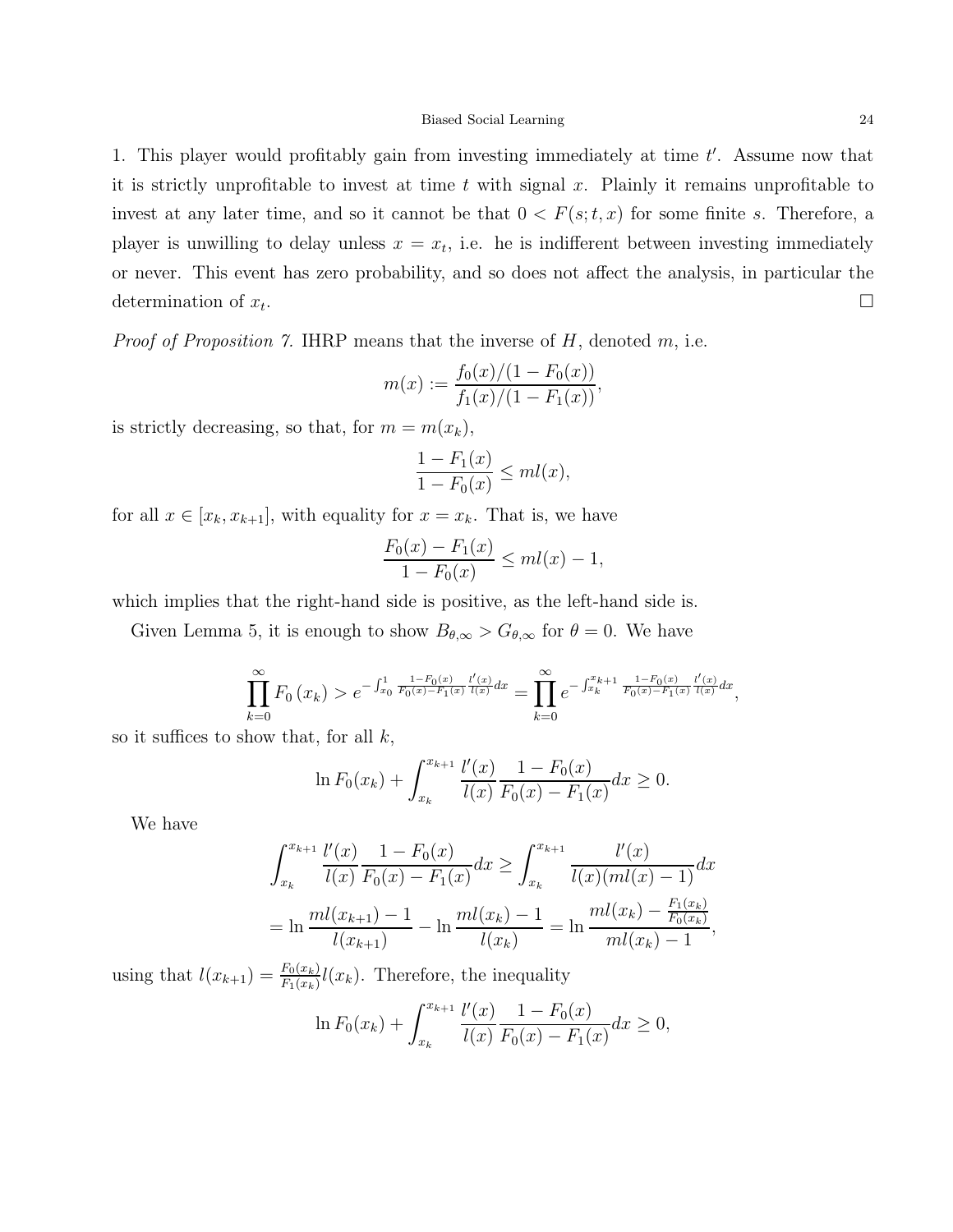1. This player would profitably gain from investing immediately at time $t'$. Assume now that it is strictly unprofitable to invest at time $t$ with signal $x$. Plainly it remains unprofitable to invest at any later time, and so it cannot be that $0 < F(s; t, x)$ for some finite $s$. Therefore, a player is unwilling to delay unless $x = x_t$, i.e. he is indifferent between investing immediately or never. This event has zero probability, and so does not affect the analysis, in particular the determination of $x_t$. $\square$

*Proof of Proposition 7.* IHRP means that the inverse of $H$, denoted $m$, i.e.

$$m(x) := \frac{f_0(x)/(1 - F_0(x))}{f_1(x)/(1 - F_1(x))},$$

is strictly decreasing, so that, for $m = m(x_k)$,

$$\frac{1 - F_1(x)}{1 - F_0(x)} \leq ml(x),$$

for all $x \in [x_k, x_{k+1}]$, with equality for $x = x_k$. That is, we have

$$\frac{F_0(x) - F_1(x)}{1 - F_0(x)} \leq ml(x) - 1,$$

which implies that the right-hand side is positive, as the left-hand side is.

Given Lemma 5, it is enough to show $B_{\theta,\infty} > G_{\theta,\infty}$ for $\theta = 0$. We have

$$\prod_{k=0}^{\infty} F_0(x_k) > e^{-\int_{x_0}^{1} \frac{1-F_0(x)}{F_0(x)-F_1(x)} \frac{l'(x)}{l(x)} dx} = \prod_{k=0}^{\infty} e^{-\int_{x_k}^{x_{k+1}} \frac{1-F_0(x)}{F_0(x)-F_1(x)} \frac{l'(x)}{l(x)} dx},$$

so it suffices to show that, for all $k$,

$$\ln F_0(x_k) + \int_{x_k}^{x_{k+1}} \frac{l'(x)}{l(x)} \frac{1 - F_0(x)}{F_0(x) - F_1(x)} dx \geq 0.$$

We have

$$\int_{x_k}^{x_{k+1}} \frac{l'(x)}{l(x)} \frac{1 - F_0(x)}{F_0(x) - F_1(x)} dx \geq \int_{x_k}^{x_{k+1}} \frac{l'(x)}{l(x)(ml(x) - 1)} dx$$

$$= \ln \frac{ml(x_{k+1}) - 1}{l(x_{k+1})} - \ln \frac{ml(x_k) - 1}{l(x_k)} = \ln \frac{ml(x_k) - \frac{F_1(x_k)}{F_0(x_k)}}{ml(x_k) - 1},$$

using that $l(x_{k+1}) = \frac{F_0(x_k)}{F_1(x_k)} l(x_k)$. Therefore, the inequality

$$\ln F_0(x_k) + \int_{x_k}^{x_{k+1}} \frac{l'(x)}{l(x)} \frac{1 - F_0(x)}{F_0(x) - F_1(x)} dx \geq 0,$$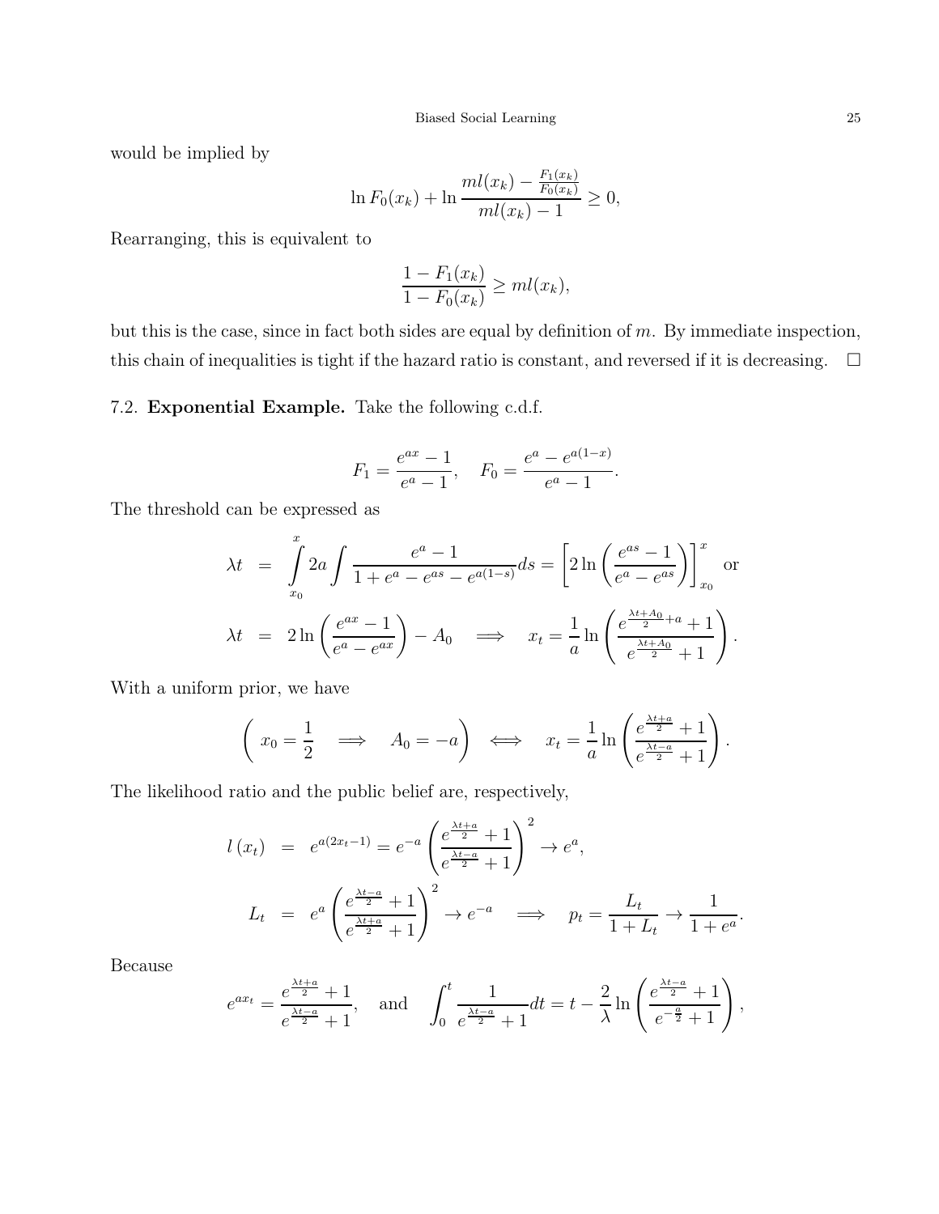would be implied by

$$\ln F_0(x_k) + \ln \frac{ml(x_k) - \frac{F_1(x_k)}{F_0(x_k)}}{ml(x_k) - 1} \geq 0,$$

Rearranging, this is equivalent to

$$\frac{1 - F_1(x_k)}{1 - F_0(x_k)} \geq ml(x_k),$$

but this is the case, since in fact both sides are equal by definition of $m$. By immediate inspection, this chain of inequalities is tight if the hazard ratio is constant, and reversed if it is decreasing. $\square$

## 7.2. Exponential Example.

Take the following c.d.f.

$$F_1 = \frac{e^{ax} - 1}{e^a - 1}, \quad F_0 = \frac{e^a - e^{a(1-x)}}{e^a - 1}.$$

The threshold can be expressed as

$$\begin{aligned}
\lambda t &= \int_{x_0}^{x} 2a \int \frac{e^a - 1}{1 + e^a - e^{as} - e^{a(1-s)}} ds = \left[ 2 \ln \left( \frac{e^{as} - 1}{e^a - e^{as}} \right) \right]_{x_0}^{x} \text{ or} \\
\lambda t &= 2 \ln \left( \frac{e^{ax} - 1}{e^a - e^{ax}} \right) - A_0 \quad \Longrightarrow \quad x_t = \frac{1}{a} \ln \left( \frac{e^{\frac{\lambda t + A_0}{2} + a} + 1}{e^{\frac{\lambda t + A_0}{2}} + 1} \right).
\end{aligned}$$

With a uniform prior, we have

$$\left( x_0 = \frac{1}{2} \quad \Longrightarrow \quad A_0 = -a \right) \quad \Longleftrightarrow \quad x_t = \frac{1}{a} \ln \left( \frac{e^{\frac{\lambda t + a}{2}} + 1}{e^{\frac{\lambda t - a}{2}} + 1} \right).$$

The likelihood ratio and the public belief are, respectively,

$$\begin{aligned}
l(x_t) &= e^{a(2x_t - 1)} = e^{-a} \left( \frac{e^{\frac{\lambda t + a}{2}} + 1}{e^{\frac{\lambda t - a}{2}} + 1} \right)^2 \to e^a, \\
L_t &= e^a \left( \frac{e^{\frac{\lambda t - a}{2}} + 1}{e^{\frac{\lambda t + a}{2}} + 1} \right)^2 \to e^{-a} \quad \Longrightarrow \quad p_t = \frac{L_t}{1 + L_t} \to \frac{1}{1 + e^a}.
\end{aligned}$$

Because

$$e^{ax_t} = \frac{e^{\frac{\lambda t + a}{2}} + 1}{e^{\frac{\lambda t - a}{2}} + 1}, \quad \text{and} \quad \int_0^t \frac{1}{e^{\frac{\lambda t - a}{2}} + 1} dt = t - \frac{2}{\lambda} \ln \left( \frac{e^{\frac{\lambda t - a}{2}} + 1}{e^{-\frac{a}{2}} + 1} \right),$$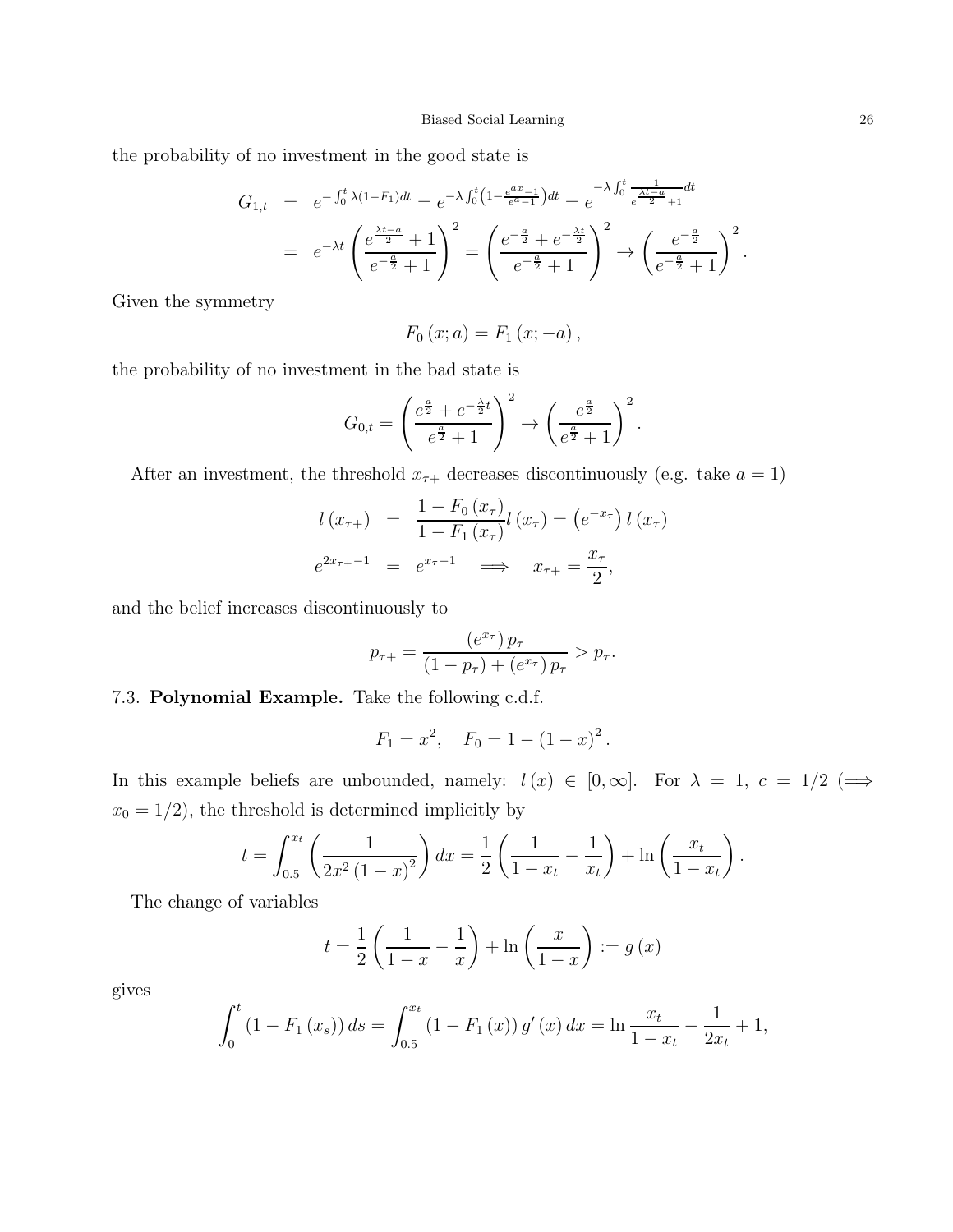the probability of no investment in the good state is

$$
\begin{aligned}
G_{1,t} &= e^{-\int_0^t \lambda(1-F_1)dt} = e^{-\lambda \int_0^t \left(1-\frac{e^{ax}-1}{e^a-1}\right)dt} = e^{-\lambda \int_0^t \frac{1}{e^{\frac{\lambda t-a}{2}}+1}dt} \\
&= e^{-\lambda t}\left(\frac{e^{\frac{\lambda t-a}{2}}+1}{e^{-\frac{a}{2}}+1}\right)^2 = \left(\frac{e^{-\frac{a}{2}}+e^{-\frac{\lambda t}{2}}}{e^{-\frac{a}{2}}+1}\right)^2 \to \left(\frac{e^{-\frac{a}{2}}}{e^{-\frac{a}{2}}+1}\right)^2.
\end{aligned}
$$

Given the symmetry

$$
F_0(x;a) = F_1(x;-a),
$$

the probability of no investment in the bad state is

$$
G_{0,t} = \left(\frac{e^{\frac{a}{2}}+e^{-\frac{\lambda}{2}t}}{e^{\frac{a}{2}}+1}\right)^2 \to \left(\frac{e^{\frac{a}{2}}}{e^{\frac{a}{2}}+1}\right)^2.
$$

After an investment, the threshold $x_{\tau+}$ decreases discontinuously (e.g. take $a=1$)

$$
\begin{aligned}
l(x_{\tau+}) &= \frac{1-F_0(x_\tau)}{1-F_1(x_\tau)}l(x_\tau) = \left(e^{-x_\tau}\right)l(x_\tau) \\
e^{2x_{\tau+}-1} &= e^{x_\tau-1} \quad \Longrightarrow \quad x_{\tau+} = \frac{x_\tau}{2},
\end{aligned}
$$

and the belief increases discontinuously to

$$
p_{\tau+} = \frac{(e^{x_\tau})\,p_\tau}{(1-p_\tau)+(e^{x_\tau})\,p_\tau} > p_\tau.
$$

7.3. **Polynomial Example.** Take the following c.d.f.

$$
F_1 = x^2, \quad F_0 = 1-(1-x)^2.
$$

In this example beliefs are unbounded, namely: $l(x) \in [0,\infty]$. For $\lambda = 1$, $c = 1/2$ ($\Longrightarrow x_0 = 1/2$), the threshold is determined implicitly by

$$
t = \int_{0.5}^{x_t}\left(\frac{1}{2x^2(1-x)^2}\right)dx = \frac{1}{2}\left(\frac{1}{1-x_t}-\frac{1}{x_t}\right)+\ln\left(\frac{x_t}{1-x_t}\right).
$$

The change of variables

$$
t = \frac{1}{2}\left(\frac{1}{1-x}-\frac{1}{x}\right)+\ln\left(\frac{x}{1-x}\right) := g(x)
$$

gives

$$
\int_0^t (1-F_1(x_s))\,ds = \int_{0.5}^{x_t}(1-F_1(x))\,g'(x)\,dx = \ln\frac{x_t}{1-x_t}-\frac{1}{2x_t}+1,
$$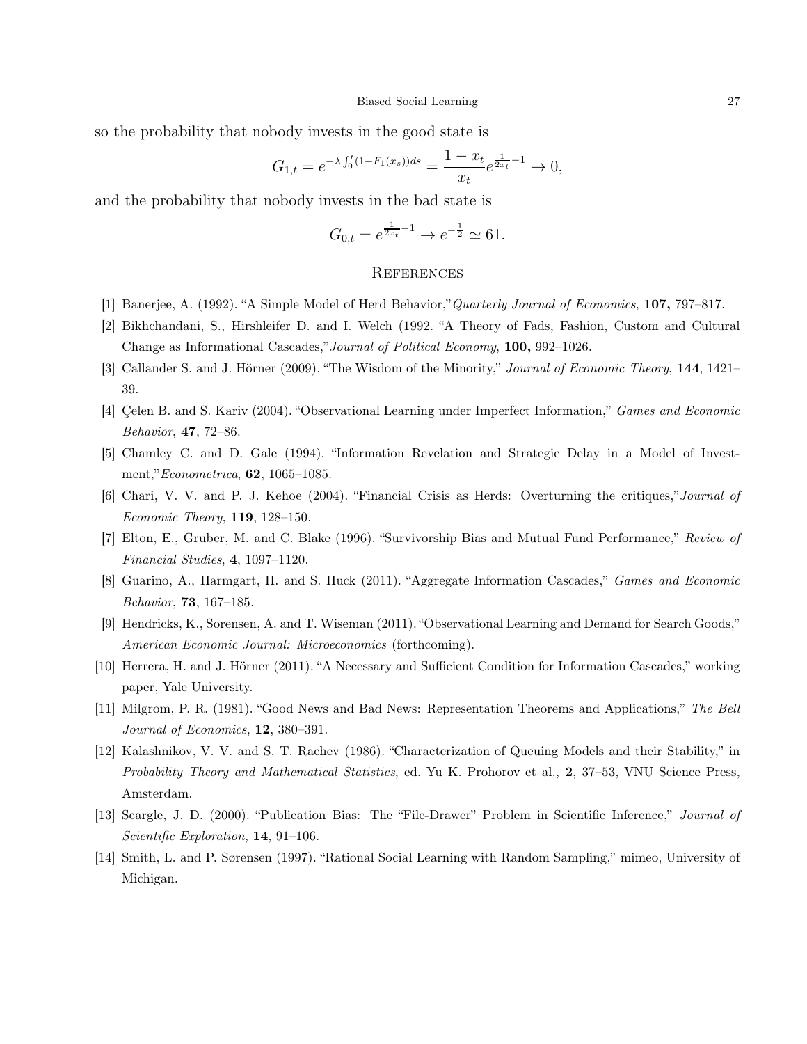so the probability that nobody invests in the good state is

$$G_{1,t} = e^{-\lambda \int_0^t (1-F_1(x_s))ds} = \frac{1-x_t}{x_t} e^{\frac{1}{2x_t}-1} \to 0,$$

and the probability that nobody invests in the bad state is

$$G_{0,t} = e^{\frac{1}{2x_t}-1} \to e^{-\frac{1}{2}} \simeq 61.$$

## References

[1] Banerjee, A. (1992). "A Simple Model of Herd Behavior,"*Quarterly Journal of Economics*, **107,** 797–817.

[2] Bikhchandani, S., Hirshleifer D. and I. Welch (1992. "A Theory of Fads, Fashion, Custom and Cultural Change as Informational Cascades,"*Journal of Political Economy*, **100,** 992–1026.

[3] Callander S. and J. Hörner (2009). "The Wisdom of the Minority," *Journal of Economic Theory*, **144**, 1421–39.

[4] Çelen B. and S. Kariv (2004). "Observational Learning under Imperfect Information," *Games and Economic Behavior*, **47**, 72–86.

[5] Chamley C. and D. Gale (1994). "Information Revelation and Strategic Delay in a Model of Investment,"*Econometrica*, **62**, 1065–1085.

[6] Chari, V. V. and P. J. Kehoe (2004). "Financial Crisis as Herds: Overturning the critiques,"*Journal of Economic Theory*, **119**, 128–150.

[7] Elton, E., Gruber, M. and C. Blake (1996). "Survivorship Bias and Mutual Fund Performance," *Review of Financial Studies*, **4**, 1097–1120.

[8] Guarino, A., Harmgart, H. and S. Huck (2011). "Aggregate Information Cascades," *Games and Economic Behavior*, **73**, 167–185.

[9] Hendricks, K., Sorensen, A. and T. Wiseman (2011). "Observational Learning and Demand for Search Goods," *American Economic Journal: Microeconomics* (forthcoming).

[10] Herrera, H. and J. Hörner (2011). "A Necessary and Sufficient Condition for Information Cascades," working paper, Yale University.

[11] Milgrom, P. R. (1981). "Good News and Bad News: Representation Theorems and Applications," *The Bell Journal of Economics*, **12**, 380–391.

[12] Kalashnikov, V. V. and S. T. Rachev (1986). "Characterization of Queuing Models and their Stability," in *Probability Theory and Mathematical Statistics*, ed. Yu K. Prohorov et al., **2**, 37–53, VNU Science Press, Amsterdam.

[13] Scargle, J. D. (2000). "Publication Bias: The "File-Drawer" Problem in Scientific Inference," *Journal of Scientific Exploration*, **14**, 91–106.

[14] Smith, L. and P. Sørensen (1997). "Rational Social Learning with Random Sampling," mimeo, University of Michigan.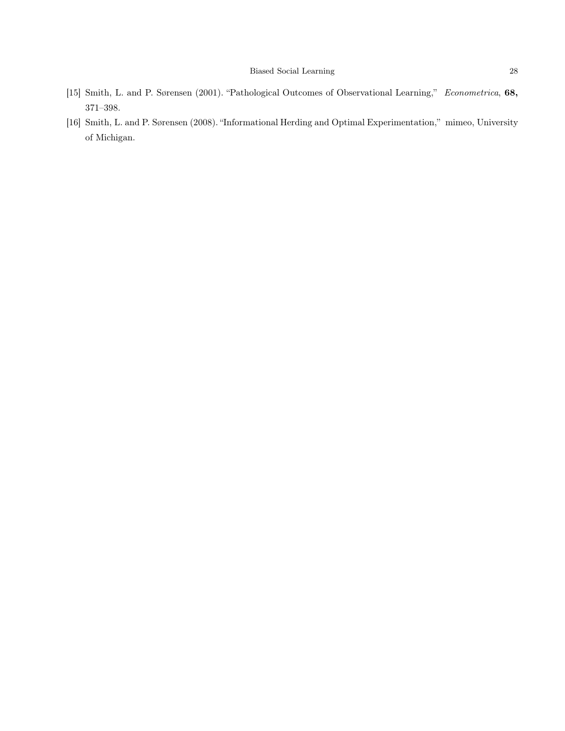[15] Smith, L. and P. Sørensen (2001). "Pathological Outcomes of Observational Learning," *Econometrica*, **68,** 371–398.

[16] Smith, L. and P. Sørensen (2008). "Informational Herding and Optimal Experimentation," mimeo, University of Michigan.